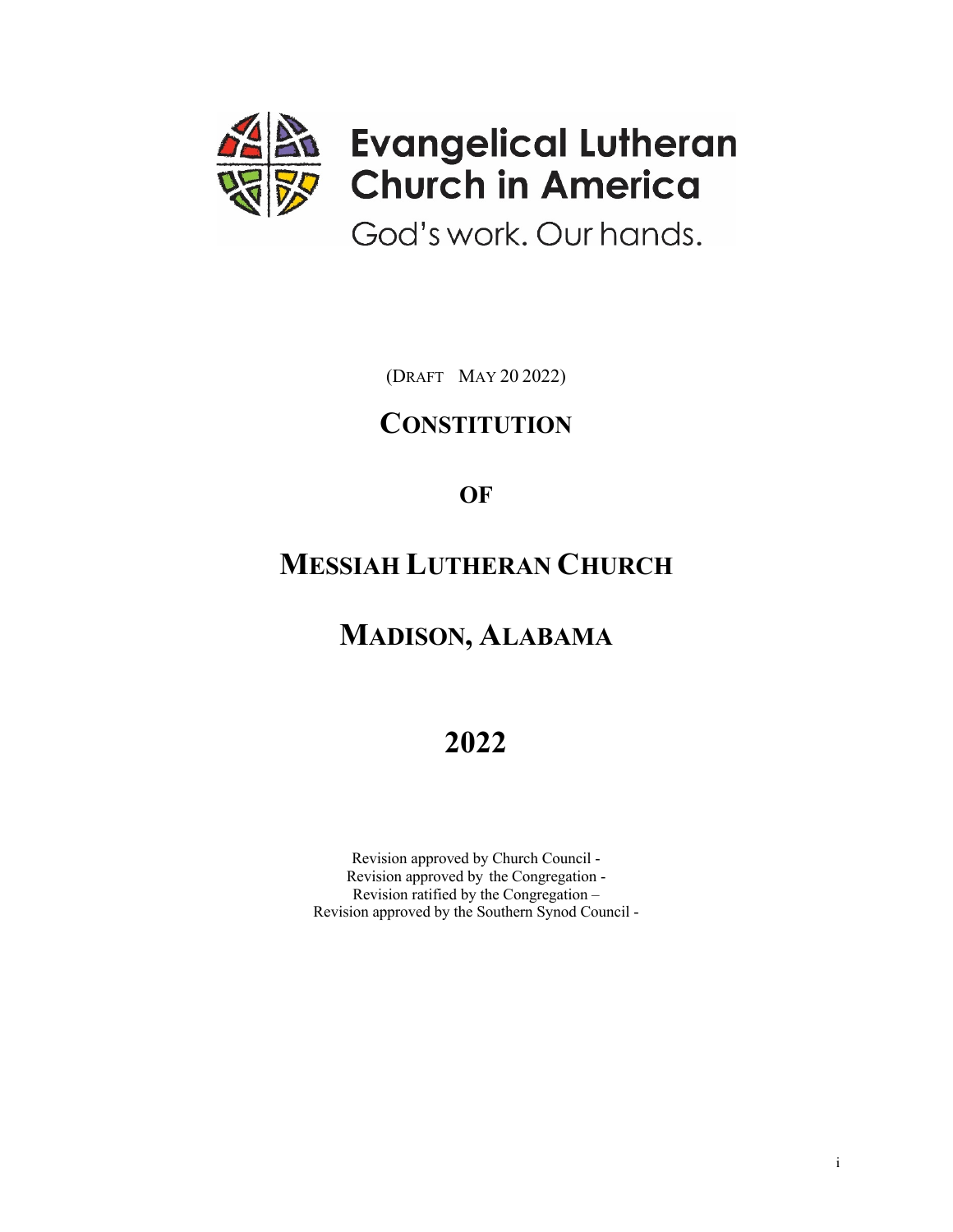Evangelical Lutheran Church in America

God's work. Our hands.

(DRAFT MAY 20 2022)

# CONSTITUTION

# OF

# MESSIAH LUTHERAN CHURCH

# MADISON, ALABAMA

# 2022

Revision approved by Church Council -
Revision approved by the Congregation -
Revision ratified by the Congregation –
Revision approved by the Southern Synod Council -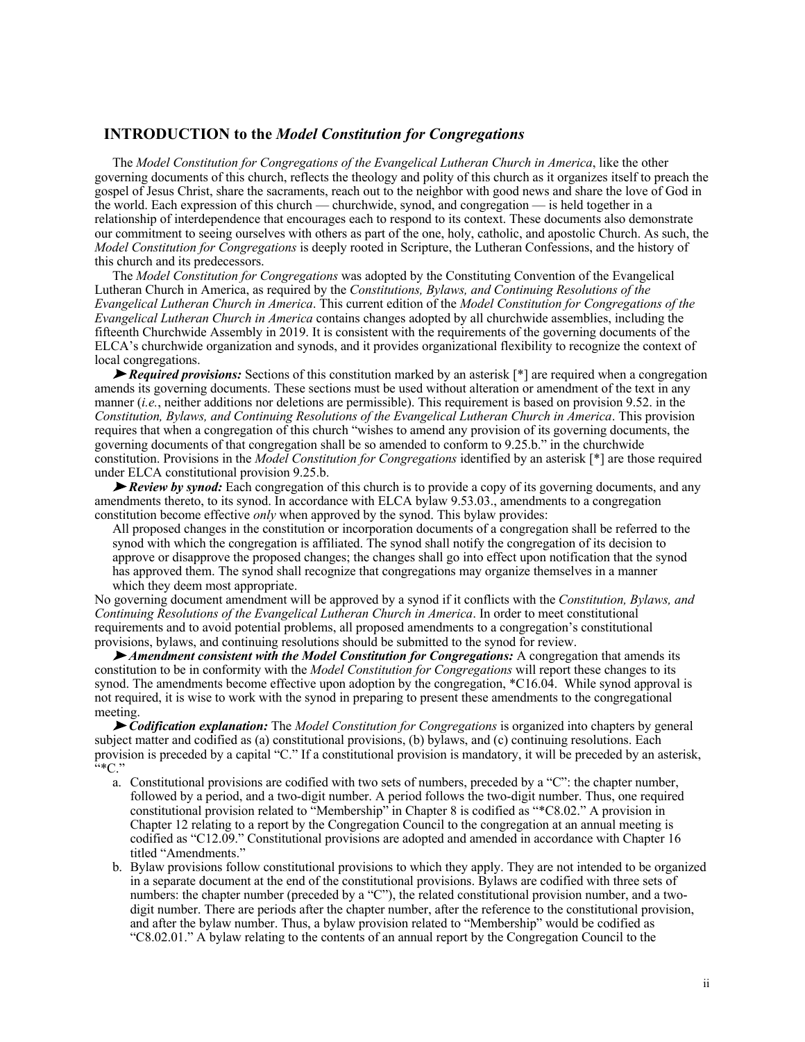## INTRODUCTION to the *Model Constitution for Congregations*

The *Model Constitution for Congregations of the Evangelical Lutheran Church in America*, like the other governing documents of this church, reflects the theology and polity of this church as it organizes itself to preach the gospel of Jesus Christ, share the sacraments, reach out to the neighbor with good news and share the love of God in the world. Each expression of this church — churchwide, synod, and congregation — is held together in a relationship of interdependence that encourages each to respond to its context. These documents also demonstrate our commitment to seeing ourselves with others as part of the one, holy, catholic, and apostolic Church. As such, the *Model Constitution for Congregations* is deeply rooted in Scripture, the Lutheran Confessions, and the history of this church and its predecessors.

The *Model Constitution for Congregations* was adopted by the Constituting Convention of the Evangelical Lutheran Church in America, as required by the *Constitutions, Bylaws, and Continuing Resolutions of the Evangelical Lutheran Church in America*. This current edition of the *Model Constitution for Congregations of the Evangelical Lutheran Church in America* contains changes adopted by all churchwide assemblies, including the fifteenth Churchwide Assembly in 2019. It is consistent with the requirements of the governing documents of the ELCA's churchwide organization and synods, and it provides organizational flexibility to recognize the context of local congregations.

➤ ***Required provisions:*** Sections of this constitution marked by an asterisk [*] are required when a congregation amends its governing documents. These sections must be used without alteration or amendment of the text in any manner (*i.e.*, neither additions nor deletions are permissible). This requirement is based on provision 9.52. in the *Constitution, Bylaws, and Continuing Resolutions of the Evangelical Lutheran Church in America*. This provision requires that when a congregation of this church "wishes to amend any provision of its governing documents, the governing documents of that congregation shall be so amended to conform to 9.25.b." in the churchwide constitution. Provisions in the *Model Constitution for Congregations* identified by an asterisk [*] are those required under ELCA constitutional provision 9.25.b.

➤ ***Review by synod:*** Each congregation of this church is to provide a copy of its governing documents, and any amendments thereto, to its synod. In accordance with ELCA bylaw 9.53.03., amendments to a congregation constitution become effective *only* when approved by the synod. This bylaw provides:

> All proposed changes in the constitution or incorporation documents of a congregation shall be referred to the synod with which the congregation is affiliated. The synod shall notify the congregation of its decision to approve or disapprove the proposed changes; the changes shall go into effect upon notification that the synod has approved them. The synod shall recognize that congregations may organize themselves in a manner which they deem most appropriate.

No governing document amendment will be approved by a synod if it conflicts with the *Constitution, Bylaws, and Continuing Resolutions of the Evangelical Lutheran Church in America*. In order to meet constitutional requirements and to avoid potential problems, all proposed amendments to a congregation's constitutional provisions, bylaws, and continuing resolutions should be submitted to the synod for review.

➤ ***Amendment consistent with the Model Constitution for Congregations:*** A congregation that amends its constitution to be in conformity with the *Model Constitution for Congregations* will report these changes to its synod. The amendments become effective upon adoption by the congregation, *C16.04. While synod approval is not required, it is wise to work with the synod in preparing to present these amendments to the congregational meeting.

➤ ***Codification explanation:*** The *Model Constitution for Congregations* is organized into chapters by general subject matter and codified as (a) constitutional provisions, (b) bylaws, and (c) continuing resolutions. Each provision is preceded by a capital "C." If a constitutional provision is mandatory, it will be preceded by an asterisk, "*C."

a. Constitutional provisions are codified with two sets of numbers, preceded by a "C": the chapter number, followed by a period, and a two-digit number. A period follows the two-digit number. Thus, one required constitutional provision related to "Membership" in Chapter 8 is codified as "*C8.02." A provision in Chapter 12 relating to a report by the Congregation Council to the congregation at an annual meeting is codified as "C12.09." Constitutional provisions are adopted and amended in accordance with Chapter 16 titled "Amendments."
b. Bylaw provisions follow constitutional provisions to which they apply. They are not intended to be organized in a separate document at the end of the constitutional provisions. Bylaws are codified with three sets of numbers: the chapter number (preceded by a "C"), the related constitutional provision number, and a two-digit number. There are periods after the chapter number, after the reference to the constitutional provision, and after the bylaw number. Thus, a bylaw provision related to "Membership" would be codified as "C8.02.01." A bylaw relating to the contents of an annual report by the Congregation Council to the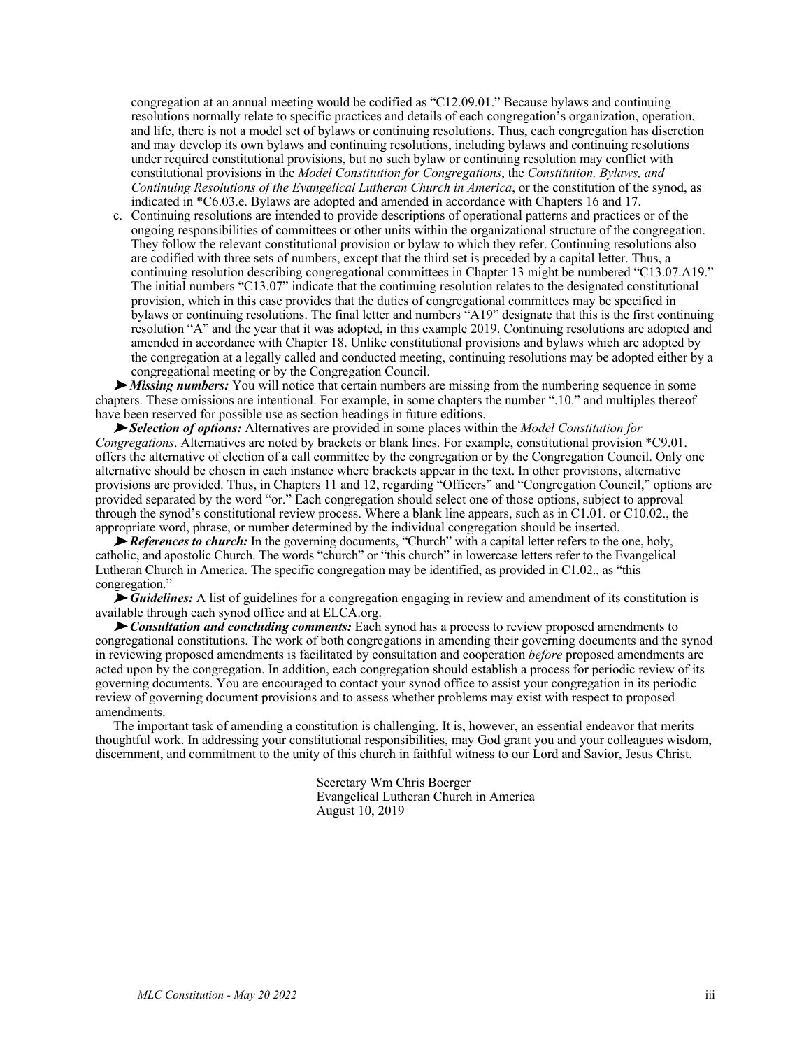congregation at an annual meeting would be codified as "C12.09.01." Because bylaws and continuing resolutions normally relate to specific practices and details of each congregation's organization, operation, and life, there is not a model set of bylaws or continuing resolutions. Thus, each congregation has discretion and may develop its own bylaws and continuing resolutions, including bylaws and continuing resolutions under required constitutional provisions, but no such bylaw or continuing resolution may conflict with constitutional provisions in the *Model Constitution for Congregations*, the *Constitution, Bylaws, and Continuing Resolutions of the Evangelical Lutheran Church in America*, or the constitution of the synod, as indicated in *C6.03.e. Bylaws are adopted and amended in accordance with Chapters 16 and 17.

c. Continuing resolutions are intended to provide descriptions of operational patterns and practices or of the ongoing responsibilities of committees or other units within the organizational structure of the congregation. They follow the relevant constitutional provision or bylaw to which they refer. Continuing resolutions also are codified with three sets of numbers, except that the third set is preceded by a capital letter. Thus, a continuing resolution describing congregational committees in Chapter 13 might be numbered "C13.07.A19." The initial numbers "C13.07" indicate that the continuing resolution relates to the designated constitutional provision, which in this case provides that the duties of congregational committees may be specified in bylaws or continuing resolutions. The final letter and numbers "A19" designate that this is the first continuing resolution "A" and the year that it was adopted, in this example 2019. Continuing resolutions are adopted and amended in accordance with Chapter 18. Unlike constitutional provisions and bylaws which are adopted by the congregation at a legally called and conducted meeting, continuing resolutions may be adopted either by a congregational meeting or by the Congregation Council.

➤ ***Missing numbers:*** You will notice that certain numbers are missing from the numbering sequence in some chapters. These omissions are intentional. For example, in some chapters the number ".10." and multiples thereof have been reserved for possible use as section headings in future editions.

➤ ***Selection of options:*** Alternatives are provided in some places within the *Model Constitution for Congregations*. Alternatives are noted by brackets or blank lines. For example, constitutional provision *C9.01. offers the alternative of election of a call committee by the congregation or by the Congregation Council. Only one alternative should be chosen in each instance where brackets appear in the text. In other provisions, alternative provisions are provided. Thus, in Chapters 11 and 12, regarding "Officers" and "Congregation Council," options are provided separated by the word "or." Each congregation should select one of those options, subject to approval through the synod's constitutional review process. Where a blank line appears, such as in C1.01. or C10.02., the appropriate word, phrase, or number determined by the individual congregation should be inserted.

➤ ***References to church:*** In the governing documents, "Church" with a capital letter refers to the one, holy, catholic, and apostolic Church. The words "church" or "this church" in lowercase letters refer to the Evangelical Lutheran Church in America. The specific congregation may be identified, as provided in C1.02., as "this congregation."

➤ ***Guidelines:*** A list of guidelines for a congregation engaging in review and amendment of its constitution is available through each synod office and at ELCA.org.

➤ ***Consultation and concluding comments:*** Each synod has a process to review proposed amendments to congregational constitutions. The work of both congregations in amending their governing documents and the synod in reviewing proposed amendments is facilitated by consultation and cooperation *before* proposed amendments are acted upon by the congregation. In addition, each congregation should establish a process for periodic review of its governing documents. You are encouraged to contact your synod office to assist your congregation in its periodic review of governing document provisions and to assess whether problems may exist with respect to proposed amendments.

The important task of amending a constitution is challenging. It is, however, an essential endeavor that merits thoughtful work. In addressing your constitutional responsibilities, may God grant you and your colleagues wisdom, discernment, and commitment to the unity of this church in faithful witness to our Lord and Savior, Jesus Christ.

Secretary Wm Chris Boerger
Evangelical Lutheran Church in America
August 10, 2019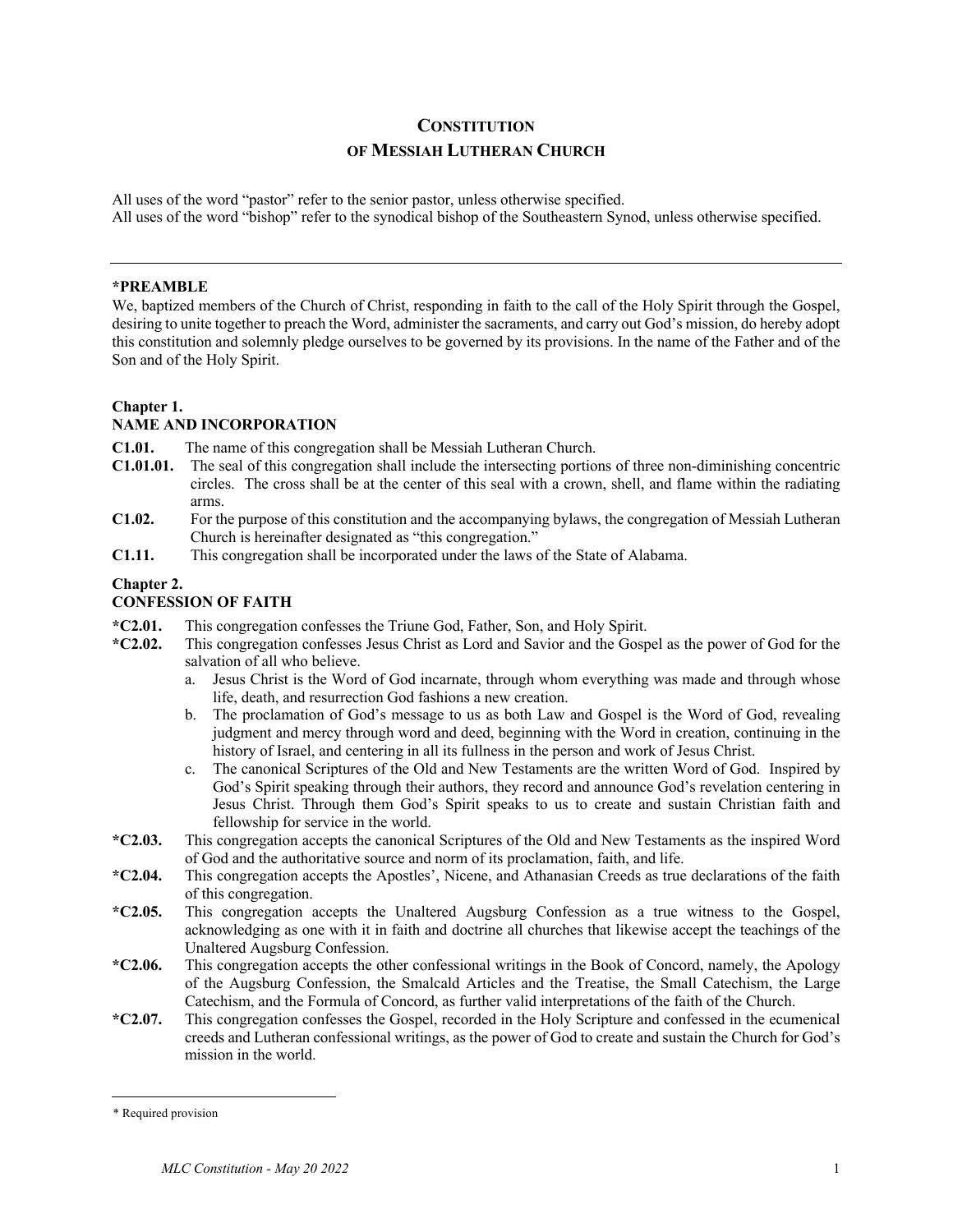# CONSTITUTION
# OF MESSIAH LUTHERAN CHURCH

All uses of the word "pastor" refer to the senior pastor, unless otherwise specified.
All uses of the word "bishop" refer to the synodical bishop of the Southeastern Synod, unless otherwise specified.

---

**\*PREAMBLE**

We, baptized members of the Church of Christ, responding in faith to the call of the Holy Spirit through the Gospel, desiring to unite together to preach the Word, administer the sacraments, and carry out God's mission, do hereby adopt this constitution and solemnly pledge ourselves to be governed by its provisions. In the name of the Father and of the Son and of the Holy Spirit.

**Chapter 1.**
**NAME AND INCORPORATION**

**C1.01.** The name of this congregation shall be Messiah Lutheran Church.

**C1.01.01.** The seal of this congregation shall include the intersecting portions of three non-diminishing concentric circles. The cross shall be at the center of this seal with a crown, shell, and flame within the radiating arms.

**C1.02.** For the purpose of this constitution and the accompanying bylaws, the congregation of Messiah Lutheran Church is hereinafter designated as "this congregation."

**C1.11.** This congregation shall be incorporated under the laws of the State of Alabama.

**Chapter 2.**
**CONFESSION OF FAITH**

**\*C2.01.** This congregation confesses the Triune God, Father, Son, and Holy Spirit.

**\*C2.02.** This congregation confesses Jesus Christ as Lord and Savior and the Gospel as the power of God for the salvation of all who believe.

a. Jesus Christ is the Word of God incarnate, through whom everything was made and through whose life, death, and resurrection God fashions a new creation.

b. The proclamation of God's message to us as both Law and Gospel is the Word of God, revealing judgment and mercy through word and deed, beginning with the Word in creation, continuing in the history of Israel, and centering in all its fullness in the person and work of Jesus Christ.

c. The canonical Scriptures of the Old and New Testaments are the written Word of God. Inspired by God's Spirit speaking through their authors, they record and announce God's revelation centering in Jesus Christ. Through them God's Spirit speaks to us to create and sustain Christian faith and fellowship for service in the world.

**\*C2.03.** This congregation accepts the canonical Scriptures of the Old and New Testaments as the inspired Word of God and the authoritative source and norm of its proclamation, faith, and life.

**\*C2.04.** This congregation accepts the Apostles', Nicene, and Athanasian Creeds as true declarations of the faith of this congregation.

**\*C2.05.** This congregation accepts the Unaltered Augsburg Confession as a true witness to the Gospel, acknowledging as one with it in faith and doctrine all churches that likewise accept the teachings of the Unaltered Augsburg Confession.

**\*C2.06.** This congregation accepts the other confessional writings in the Book of Concord, namely, the Apology of the Augsburg Confession, the Smalcald Articles and the Treatise, the Small Catechism, the Large Catechism, and the Formula of Concord, as further valid interpretations of the faith of the Church.

**\*C2.07.** This congregation confesses the Gospel, recorded in the Holy Scripture and confessed in the ecumenical creeds and Lutheran confessional writings, as the power of God to create and sustain the Church for God's mission in the world.

---

\* Required provision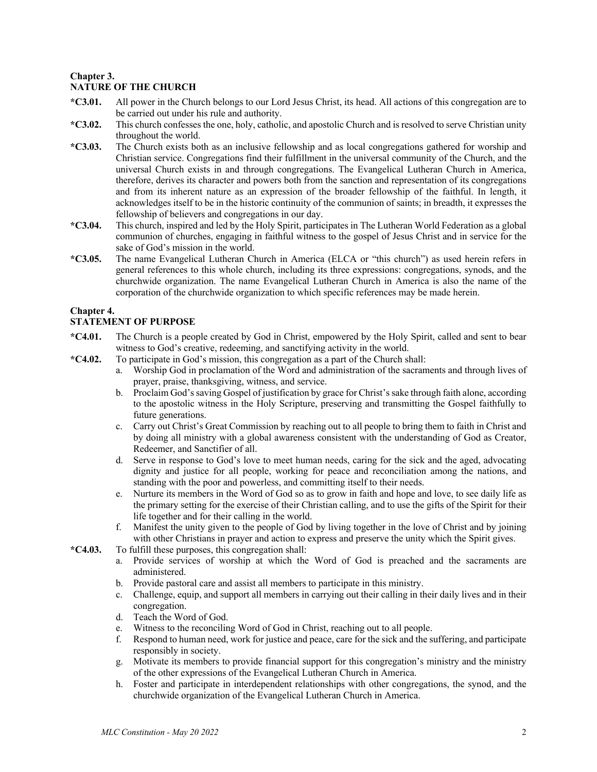## Chapter 3.
## NATURE OF THE CHURCH

**\*C3.01.** All power in the Church belongs to our Lord Jesus Christ, its head. All actions of this congregation are to be carried out under his rule and authority.

**\*C3.02.** This church confesses the one, holy, catholic, and apostolic Church and is resolved to serve Christian unity throughout the world.

**\*C3.03.** The Church exists both as an inclusive fellowship and as local congregations gathered for worship and Christian service. Congregations find their fulfillment in the universal community of the Church, and the universal Church exists in and through congregations. The Evangelical Lutheran Church in America, therefore, derives its character and powers both from the sanction and representation of its congregations and from its inherent nature as an expression of the broader fellowship of the faithful. In length, it acknowledges itself to be in the historic continuity of the communion of saints; in breadth, it expresses the fellowship of believers and congregations in our day.

**\*C3.04.** This church, inspired and led by the Holy Spirit, participates in The Lutheran World Federation as a global communion of churches, engaging in faithful witness to the gospel of Jesus Christ and in service for the sake of God's mission in the world.

**\*C3.05.** The name Evangelical Lutheran Church in America (ELCA or "this church") as used herein refers in general references to this whole church, including its three expressions: congregations, synods, and the churchwide organization. The name Evangelical Lutheran Church in America is also the name of the corporation of the churchwide organization to which specific references may be made herein.

## Chapter 4.
## STATEMENT OF PURPOSE

**\*C4.01.** The Church is a people created by God in Christ, empowered by the Holy Spirit, called and sent to bear witness to God's creative, redeeming, and sanctifying activity in the world.

**\*C4.02.** To participate in God's mission, this congregation as a part of the Church shall:

a. Worship God in proclamation of the Word and administration of the sacraments and through lives of prayer, praise, thanksgiving, witness, and service.

b. Proclaim God's saving Gospel of justification by grace for Christ's sake through faith alone, according to the apostolic witness in the Holy Scripture, preserving and transmitting the Gospel faithfully to future generations.

c. Carry out Christ's Great Commission by reaching out to all people to bring them to faith in Christ and by doing all ministry with a global awareness consistent with the understanding of God as Creator, Redeemer, and Sanctifier of all.

d. Serve in response to God's love to meet human needs, caring for the sick and the aged, advocating dignity and justice for all people, working for peace and reconciliation among the nations, and standing with the poor and powerless, and committing itself to their needs.

e. Nurture its members in the Word of God so as to grow in faith and hope and love, to see daily life as the primary setting for the exercise of their Christian calling, and to use the gifts of the Spirit for their life together and for their calling in the world.

f. Manifest the unity given to the people of God by living together in the love of Christ and by joining with other Christians in prayer and action to express and preserve the unity which the Spirit gives.

**\*C4.03.** To fulfill these purposes, this congregation shall:

a. Provide services of worship at which the Word of God is preached and the sacraments are administered.

b. Provide pastoral care and assist all members to participate in this ministry.

c. Challenge, equip, and support all members in carrying out their calling in their daily lives and in their congregation.

d. Teach the Word of God.

e. Witness to the reconciling Word of God in Christ, reaching out to all people.

f. Respond to human need, work for justice and peace, care for the sick and the suffering, and participate responsibly in society.

g. Motivate its members to provide financial support for this congregation's ministry and the ministry of the other expressions of the Evangelical Lutheran Church in America.

h. Foster and participate in interdependent relationships with other congregations, the synod, and the churchwide organization of the Evangelical Lutheran Church in America.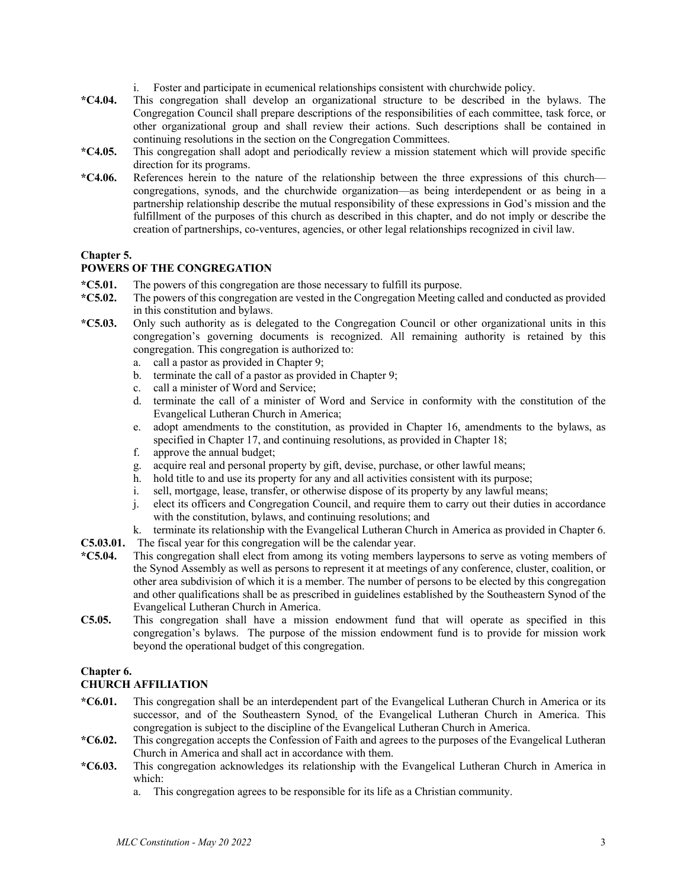i. Foster and participate in ecumenical relationships consistent with churchwide policy.

**\*C4.04.** This congregation shall develop an organizational structure to be described in the bylaws. The Congregation Council shall prepare descriptions of the responsibilities of each committee, task force, or other organizational group and shall review their actions. Such descriptions shall be contained in continuing resolutions in the section on the Congregation Committees.

**\*C4.05.** This congregation shall adopt and periodically review a mission statement which will provide specific direction for its programs.

**\*C4.06.** References herein to the nature of the relationship between the three expressions of this church—congregations, synods, and the churchwide organization—as being interdependent or as being in a partnership relationship describe the mutual responsibility of these expressions in God's mission and the fulfillment of the purposes of this church as described in this chapter, and do not imply or describe the creation of partnerships, co-ventures, agencies, or other legal relationships recognized in civil law.

## Chapter 5.
## POWERS OF THE CONGREGATION

**\*C5.01.** The powers of this congregation are those necessary to fulfill its purpose.

**\*C5.02.** The powers of this congregation are vested in the Congregation Meeting called and conducted as provided in this constitution and bylaws.

**\*C5.03.** Only such authority as is delegated to the Congregation Council or other organizational units in this congregation's governing documents is recognized. All remaining authority is retained by this congregation. This congregation is authorized to:

a. call a pastor as provided in Chapter 9;
b. terminate the call of a pastor as provided in Chapter 9;
c. call a minister of Word and Service;
d. terminate the call of a minister of Word and Service in conformity with the constitution of the Evangelical Lutheran Church in America;
e. adopt amendments to the constitution, as provided in Chapter 16, amendments to the bylaws, as specified in Chapter 17, and continuing resolutions, as provided in Chapter 18;
f. approve the annual budget;
g. acquire real and personal property by gift, devise, purchase, or other lawful means;
h. hold title to and use its property for any and all activities consistent with its purpose;
i. sell, mortgage, lease, transfer, or otherwise dispose of its property by any lawful means;
j. elect its officers and Congregation Council, and require them to carry out their duties in accordance with the constitution, bylaws, and continuing resolutions; and
k. terminate its relationship with the Evangelical Lutheran Church in America as provided in Chapter 6.

**C5.03.01.** The fiscal year for this congregation will be the calendar year.

**\*C5.04.** This congregation shall elect from among its voting members laypersons to serve as voting members of the Synod Assembly as well as persons to represent it at meetings of any conference, cluster, coalition, or other area subdivision of which it is a member. The number of persons to be elected by this congregation and other qualifications shall be as prescribed in guidelines established by the Southeastern Synod of the Evangelical Lutheran Church in America.

**C5.05.** This congregation shall have a mission endowment fund that will operate as specified in this congregation's bylaws. The purpose of the mission endowment fund is to provide for mission work beyond the operational budget of this congregation.

## Chapter 6.
## CHURCH AFFILIATION

**\*C6.01.** This congregation shall be an interdependent part of the Evangelical Lutheran Church in America or its successor, and of the Southeastern Synod, of the Evangelical Lutheran Church in America. This congregation is subject to the discipline of the Evangelical Lutheran Church in America.

**\*C6.02.** This congregation accepts the Confession of Faith and agrees to the purposes of the Evangelical Lutheran Church in America and shall act in accordance with them.

**\*C6.03.** This congregation acknowledges its relationship with the Evangelical Lutheran Church in America in which:

a. This congregation agrees to be responsible for its life as a Christian community.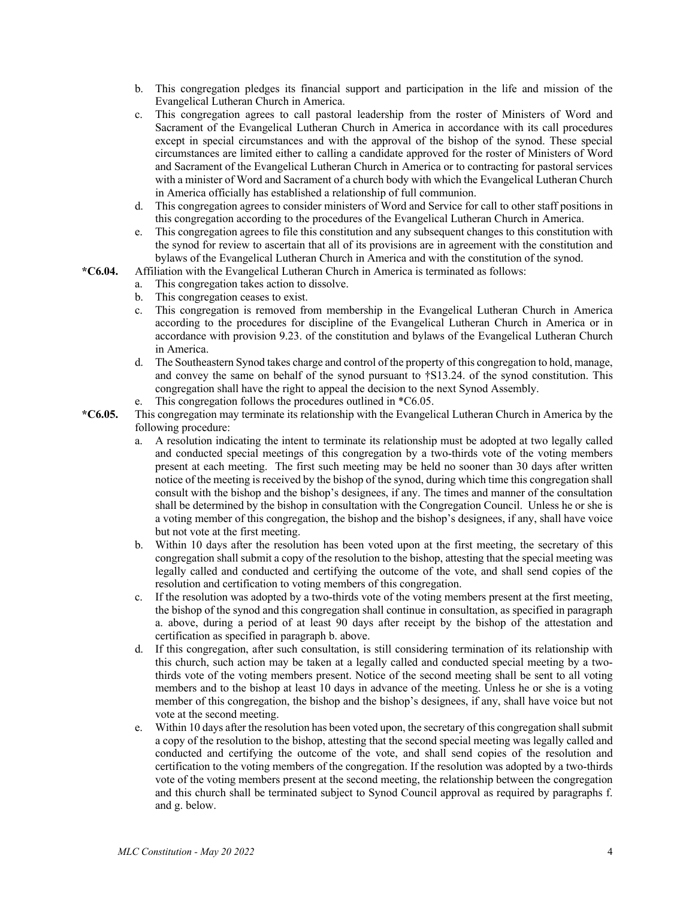b. This congregation pledges its financial support and participation in the life and mission of the Evangelical Lutheran Church in America.
c. This congregation agrees to call pastoral leadership from the roster of Ministers of Word and Sacrament of the Evangelical Lutheran Church in America in accordance with its call procedures except in special circumstances and with the approval of the bishop of the synod. These special circumstances are limited either to calling a candidate approved for the roster of Ministers of Word and Sacrament of the Evangelical Lutheran Church in America or to contracting for pastoral services with a minister of Word and Sacrament of a church body with which the Evangelical Lutheran Church in America officially has established a relationship of full communion.
d. This congregation agrees to consider ministers of Word and Service for call to other staff positions in this congregation according to the procedures of the Evangelical Lutheran Church in America.
e. This congregation agrees to file this constitution and any subsequent changes to this constitution with the synod for review to ascertain that all of its provisions are in agreement with the constitution and bylaws of the Evangelical Lutheran Church in America and with the constitution of the synod.

**\*C6.04.** Affiliation with the Evangelical Lutheran Church in America is terminated as follows:

a. This congregation takes action to dissolve.
b. This congregation ceases to exist.
c. This congregation is removed from membership in the Evangelical Lutheran Church in America according to the procedures for discipline of the Evangelical Lutheran Church in America or in accordance with provision 9.23. of the constitution and bylaws of the Evangelical Lutheran Church in America.
d. The Southeastern Synod takes charge and control of the property of this congregation to hold, manage, and convey the same on behalf of the synod pursuant to †S13.24. of the synod constitution. This congregation shall have the right to appeal the decision to the next Synod Assembly.
e. This congregation follows the procedures outlined in *C6.05.

**\*C6.05.** This congregation may terminate its relationship with the Evangelical Lutheran Church in America by the following procedure:

a. A resolution indicating the intent to terminate its relationship must be adopted at two legally called and conducted special meetings of this congregation by a two-thirds vote of the voting members present at each meeting. The first such meeting may be held no sooner than 30 days after written notice of the meeting is received by the bishop of the synod, during which time this congregation shall consult with the bishop and the bishop's designees, if any. The times and manner of the consultation shall be determined by the bishop in consultation with the Congregation Council. Unless he or she is a voting member of this congregation, the bishop and the bishop's designees, if any, shall have voice but not vote at the first meeting.
b. Within 10 days after the resolution has been voted upon at the first meeting, the secretary of this congregation shall submit a copy of the resolution to the bishop, attesting that the special meeting was legally called and conducted and certifying the outcome of the vote, and shall send copies of the resolution and certification to voting members of this congregation.
c. If the resolution was adopted by a two-thirds vote of the voting members present at the first meeting, the bishop of the synod and this congregation shall continue in consultation, as specified in paragraph a. above, during a period of at least 90 days after receipt by the bishop of the attestation and certification as specified in paragraph b. above.
d. If this congregation, after such consultation, is still considering termination of its relationship with this church, such action may be taken at a legally called and conducted special meeting by a two-thirds vote of the voting members present. Notice of the second meeting shall be sent to all voting members and to the bishop at least 10 days in advance of the meeting. Unless he or she is a voting member of this congregation, the bishop and the bishop's designees, if any, shall have voice but not vote at the second meeting.
e. Within 10 days after the resolution has been voted upon, the secretary of this congregation shall submit a copy of the resolution to the bishop, attesting that the second special meeting was legally called and conducted and certifying the outcome of the vote, and shall send copies of the resolution and certification to the voting members of the congregation. If the resolution was adopted by a two-thirds vote of the voting members present at the second meeting, the relationship between the congregation and this church shall be terminated subject to Synod Council approval as required by paragraphs f. and g. below.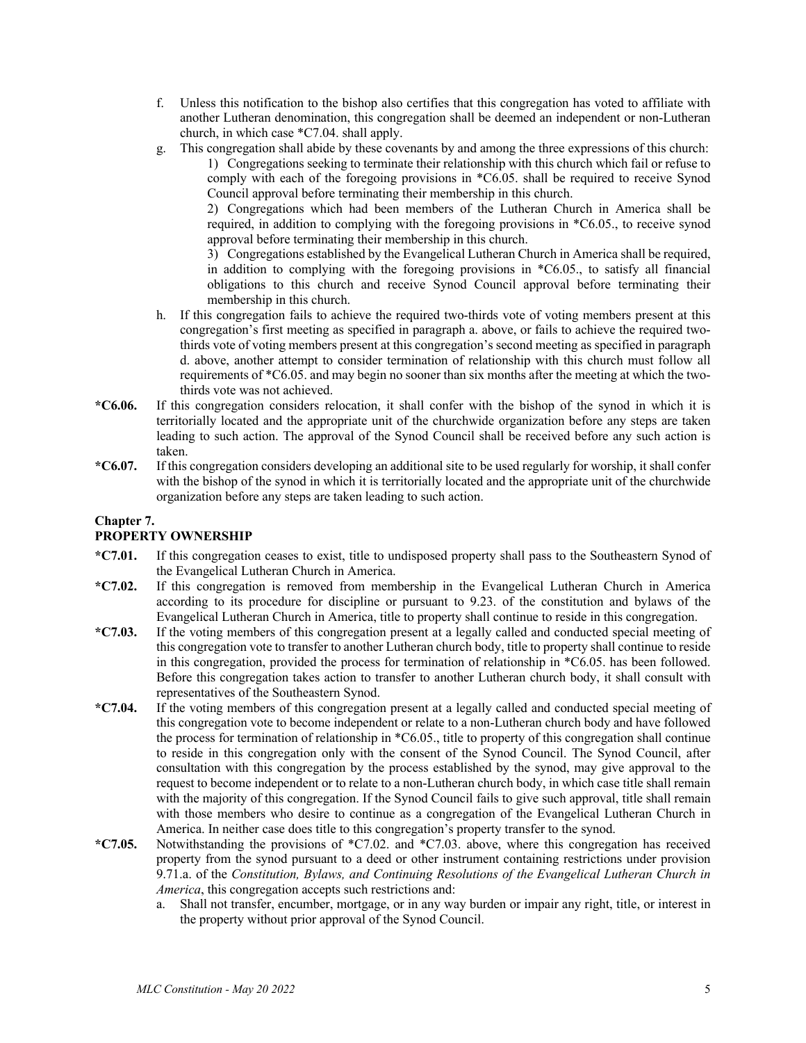f. Unless this notification to the bishop also certifies that this congregation has voted to affiliate with another Lutheran denomination, this congregation shall be deemed an independent or non-Lutheran church, in which case *C7.04. shall apply.

g. This congregation shall abide by these covenants by and among the three expressions of this church:

   1) Congregations seeking to terminate their relationship with this church which fail or refuse to comply with each of the foregoing provisions in *C6.05. shall be required to receive Synod Council approval before terminating their membership in this church.

   2) Congregations which had been members of the Lutheran Church in America shall be required, in addition to complying with the foregoing provisions in *C6.05., to receive synod approval before terminating their membership in this church.

   3) Congregations established by the Evangelical Lutheran Church in America shall be required, in addition to complying with the foregoing provisions in *C6.05., to satisfy all financial obligations to this church and receive Synod Council approval before terminating their membership in this church.

h. If this congregation fails to achieve the required two-thirds vote of voting members present at this congregation's first meeting as specified in paragraph a. above, or fails to achieve the required two-thirds vote of voting members present at this congregation's second meeting as specified in paragraph d. above, another attempt to consider termination of relationship with this church must follow all requirements of *C6.05. and may begin no sooner than six months after the meeting at which the two-thirds vote was not achieved.

**\*C6.06.** If this congregation considers relocation, it shall confer with the bishop of the synod in which it is territorially located and the appropriate unit of the churchwide organization before any steps are taken leading to such action. The approval of the Synod Council shall be received before any such action is taken.

**\*C6.07.** If this congregation considers developing an additional site to be used regularly for worship, it shall confer with the bishop of the synod in which it is territorially located and the appropriate unit of the churchwide organization before any steps are taken leading to such action.

## Chapter 7.
## PROPERTY OWNERSHIP

**\*C7.01.** If this congregation ceases to exist, title to undisposed property shall pass to the Southeastern Synod of the Evangelical Lutheran Church in America.

**\*C7.02.** If this congregation is removed from membership in the Evangelical Lutheran Church in America according to its procedure for discipline or pursuant to 9.23. of the constitution and bylaws of the Evangelical Lutheran Church in America, title to property shall continue to reside in this congregation.

**\*C7.03.** If the voting members of this congregation present at a legally called and conducted special meeting of this congregation vote to transfer to another Lutheran church body, title to property shall continue to reside in this congregation, provided the process for termination of relationship in *C6.05. has been followed. Before this congregation takes action to transfer to another Lutheran church body, it shall consult with representatives of the Southeastern Synod.

**\*C7.04.** If the voting members of this congregation present at a legally called and conducted special meeting of this congregation vote to become independent or relate to a non-Lutheran church body and have followed the process for termination of relationship in *C6.05., title to property of this congregation shall continue to reside in this congregation only with the consent of the Synod Council. The Synod Council, after consultation with this congregation by the process established by the synod, may give approval to the request to become independent or to relate to a non-Lutheran church body, in which case title shall remain with the majority of this congregation. If the Synod Council fails to give such approval, title shall remain with those members who desire to continue as a congregation of the Evangelical Lutheran Church in America. In neither case does title to this congregation's property transfer to the synod.

**\*C7.05.** Notwithstanding the provisions of *C7.02. and *C7.03. above, where this congregation has received property from the synod pursuant to a deed or other instrument containing restrictions under provision 9.71.a. of the *Constitution, Bylaws, and Continuing Resolutions of the Evangelical Lutheran Church in America*, this congregation accepts such restrictions and:

a. Shall not transfer, encumber, mortgage, or in any way burden or impair any right, title, or interest in the property without prior approval of the Synod Council.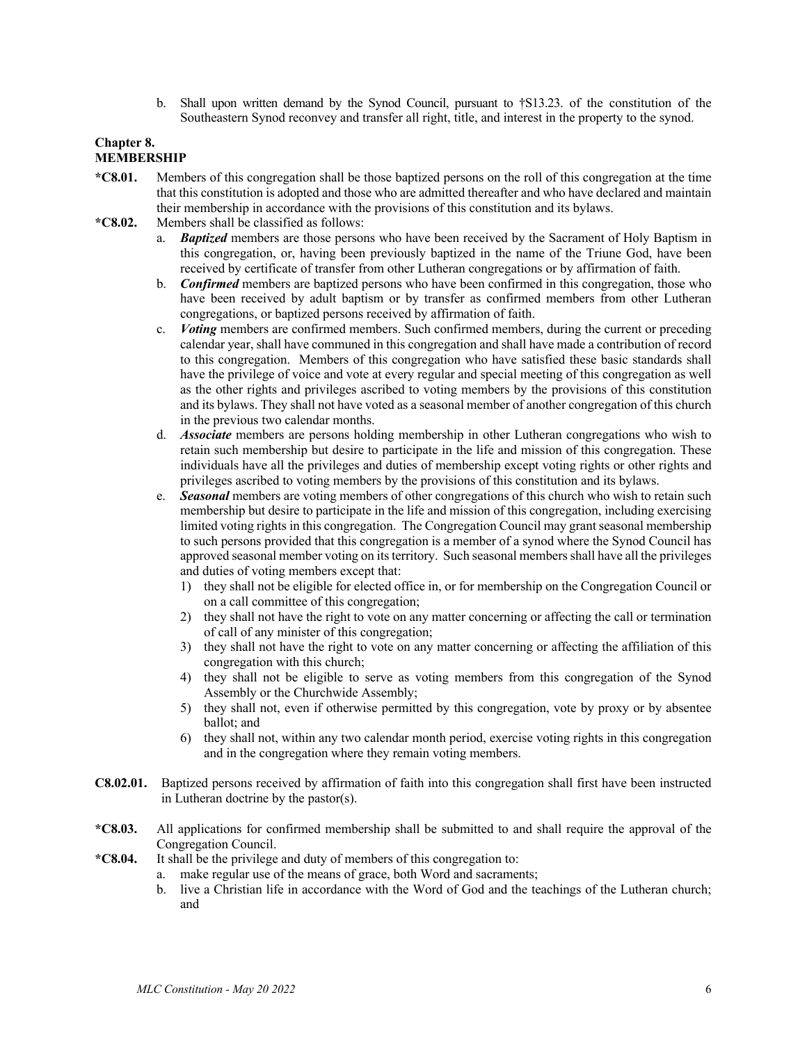b. Shall upon written demand by the Synod Council, pursuant to †S13.23. of the constitution of the Southeastern Synod reconvey and transfer all right, title, and interest in the property to the synod.

## Chapter 8.
## MEMBERSHIP

**\*C8.01.** Members of this congregation shall be those baptized persons on the roll of this congregation at the time that this constitution is adopted and those who are admitted thereafter and who have declared and maintain their membership in accordance with the provisions of this constitution and its bylaws.

**\*C8.02.** Members shall be classified as follows:

a. ***Baptized*** members are those persons who have been received by the Sacrament of Holy Baptism in this congregation, or, having been previously baptized in the name of the Triune God, have been received by certificate of transfer from other Lutheran congregations or by affirmation of faith.

b. ***Confirmed*** members are baptized persons who have been confirmed in this congregation, those who have been received by adult baptism or by transfer as confirmed members from other Lutheran congregations, or baptized persons received by affirmation of faith.

c. ***Voting*** members are confirmed members. Such confirmed members, during the current or preceding calendar year, shall have communed in this congregation and shall have made a contribution of record to this congregation. Members of this congregation who have satisfied these basic standards shall have the privilege of voice and vote at every regular and special meeting of this congregation as well as the other rights and privileges ascribed to voting members by the provisions of this constitution and its bylaws. They shall not have voted as a seasonal member of another congregation of this church in the previous two calendar months.

d. ***Associate*** members are persons holding membership in other Lutheran congregations who wish to retain such membership but desire to participate in the life and mission of this congregation. These individuals have all the privileges and duties of membership except voting rights or other rights and privileges ascribed to voting members by the provisions of this constitution and its bylaws.

e. ***Seasonal*** members are voting members of other congregations of this church who wish to retain such membership but desire to participate in the life and mission of this congregation, including exercising limited voting rights in this congregation. The Congregation Council may grant seasonal membership to such persons provided that this congregation is a member of a synod where the Synod Council has approved seasonal member voting on its territory. Such seasonal members shall have all the privileges and duties of voting members except that:

1) they shall not be eligible for elected office in, or for membership on the Congregation Council or on a call committee of this congregation;
2) they shall not have the right to vote on any matter concerning or affecting the call or termination of call of any minister of this congregation;
3) they shall not have the right to vote on any matter concerning or affecting the affiliation of this congregation with this church;
4) they shall not be eligible to serve as voting members from this congregation of the Synod Assembly or the Churchwide Assembly;
5) they shall not, even if otherwise permitted by this congregation, vote by proxy or by absentee ballot; and
6) they shall not, within any two calendar month period, exercise voting rights in this congregation and in the congregation where they remain voting members.

**C8.02.01.** Baptized persons received by affirmation of faith into this congregation shall first have been instructed in Lutheran doctrine by the pastor(s).

**\*C8.03.** All applications for confirmed membership shall be submitted to and shall require the approval of the Congregation Council.

**\*C8.04.** It shall be the privilege and duty of members of this congregation to:

a. make regular use of the means of grace, both Word and sacraments;
b. live a Christian life in accordance with the Word of God and the teachings of the Lutheran church; and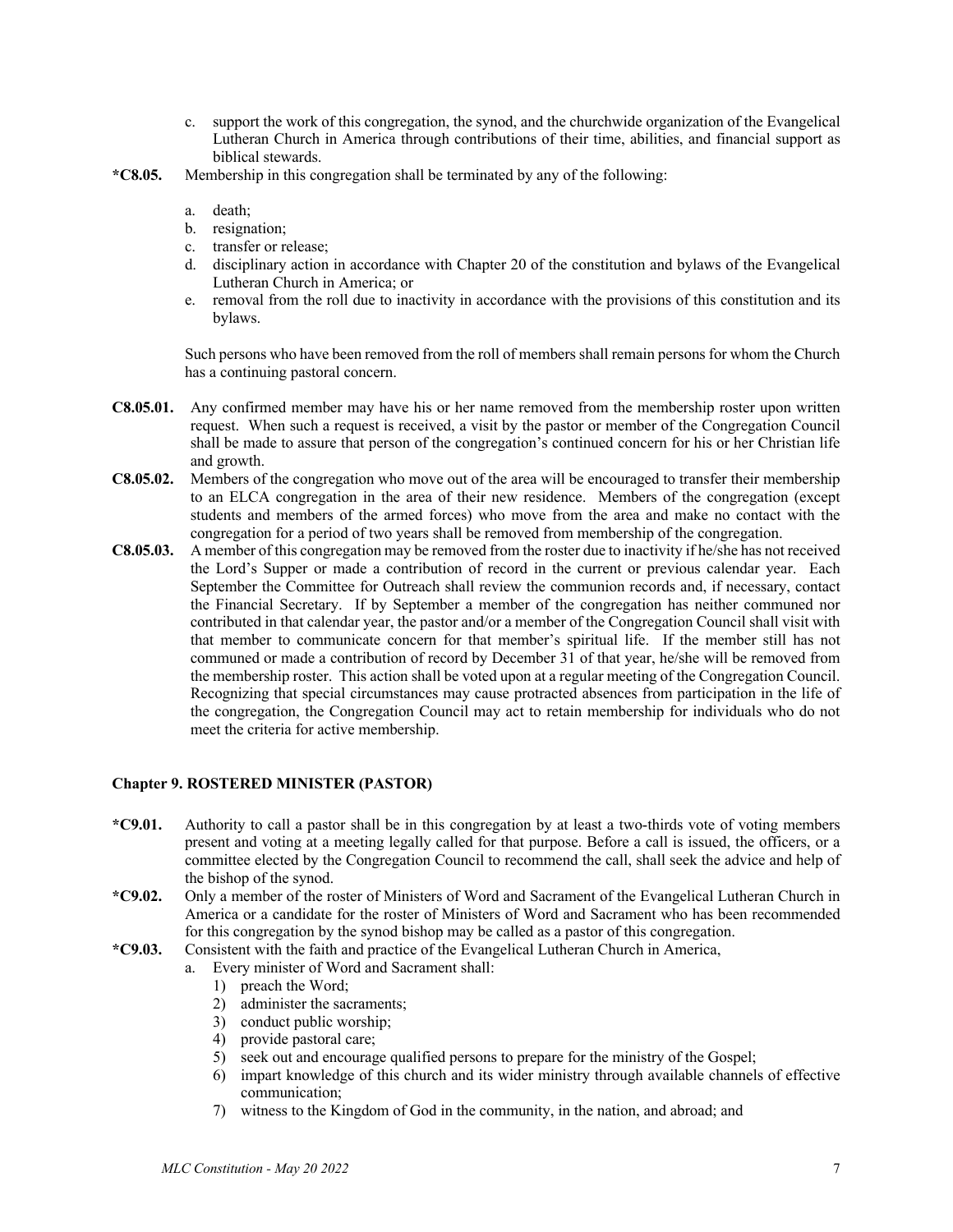c. support the work of this congregation, the synod, and the churchwide organization of the Evangelical Lutheran Church in America through contributions of their time, abilities, and financial support as biblical stewards.

**\*C8.05.** Membership in this congregation shall be terminated by any of the following:

a. death;
b. resignation;
c. transfer or release;
d. disciplinary action in accordance with Chapter 20 of the constitution and bylaws of the Evangelical Lutheran Church in America; or
e. removal from the roll due to inactivity in accordance with the provisions of this constitution and its bylaws.

Such persons who have been removed from the roll of members shall remain persons for whom the Church has a continuing pastoral concern.

**C8.05.01.** Any confirmed member may have his or her name removed from the membership roster upon written request. When such a request is received, a visit by the pastor or member of the Congregation Council shall be made to assure that person of the congregation's continued concern for his or her Christian life and growth.

**C8.05.02.** Members of the congregation who move out of the area will be encouraged to transfer their membership to an ELCA congregation in the area of their new residence. Members of the congregation (except students and members of the armed forces) who move from the area and make no contact with the congregation for a period of two years shall be removed from membership of the congregation.

**C8.05.03.** A member of this congregation may be removed from the roster due to inactivity if he/she has not received the Lord's Supper or made a contribution of record in the current or previous calendar year. Each September the Committee for Outreach shall review the communion records and, if necessary, contact the Financial Secretary. If by September a member of the congregation has neither communed nor contributed in that calendar year, the pastor and/or a member of the Congregation Council shall visit with that member to communicate concern for that member's spiritual life. If the member still has not communed or made a contribution of record by December 31 of that year, he/she will be removed from the membership roster. This action shall be voted upon at a regular meeting of the Congregation Council. Recognizing that special circumstances may cause protracted absences from participation in the life of the congregation, the Congregation Council may act to retain membership for individuals who do not meet the criteria for active membership.

### Chapter 9. ROSTERED MINISTER (PASTOR)

**\*C9.01.** Authority to call a pastor shall be in this congregation by at least a two-thirds vote of voting members present and voting at a meeting legally called for that purpose. Before a call is issued, the officers, or a committee elected by the Congregation Council to recommend the call, shall seek the advice and help of the bishop of the synod.

**\*C9.02.** Only a member of the roster of Ministers of Word and Sacrament of the Evangelical Lutheran Church in America or a candidate for the roster of Ministers of Word and Sacrament who has been recommended for this congregation by the synod bishop may be called as a pastor of this congregation.

**\*C9.03.** Consistent with the faith and practice of the Evangelical Lutheran Church in America,

a. Every minister of Word and Sacrament shall:
   1) preach the Word;
   2) administer the sacraments;
   3) conduct public worship;
   4) provide pastoral care;
   5) seek out and encourage qualified persons to prepare for the ministry of the Gospel;
   6) impart knowledge of this church and its wider ministry through available channels of effective communication;
   7) witness to the Kingdom of God in the community, in the nation, and abroad; and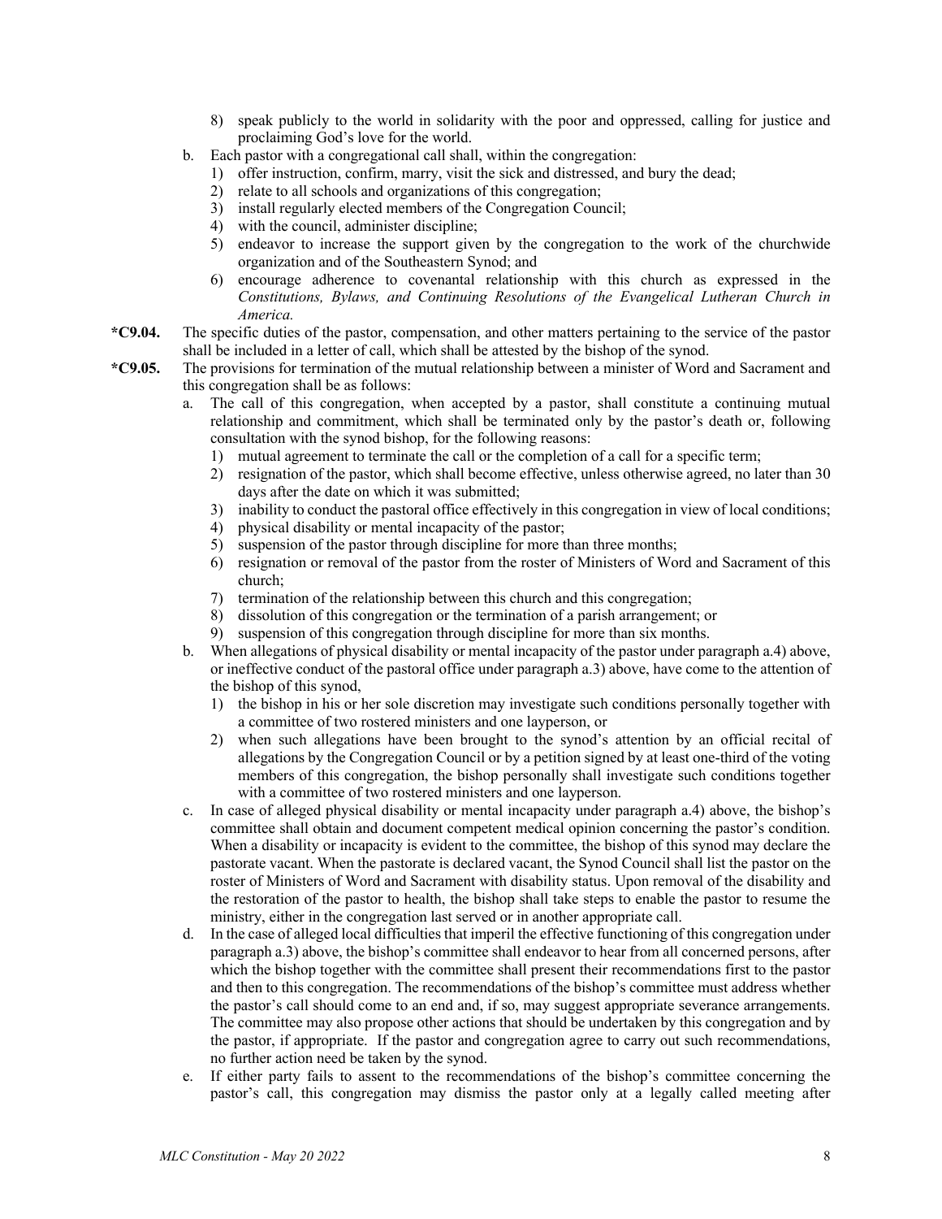8) speak publicly to the world in solidarity with the poor and oppressed, calling for justice and proclaiming God's love for the world.

b. Each pastor with a congregational call shall, within the congregation:
   1) offer instruction, confirm, marry, visit the sick and distressed, and bury the dead;
   2) relate to all schools and organizations of this congregation;
   3) install regularly elected members of the Congregation Council;
   4) with the council, administer discipline;
   5) endeavor to increase the support given by the congregation to the work of the churchwide organization and of the Southeastern Synod; and
   6) encourage adherence to covenantal relationship with this church as expressed in the *Constitutions, Bylaws, and Continuing Resolutions of the Evangelical Lutheran Church in America.*

**\*C9.04.** The specific duties of the pastor, compensation, and other matters pertaining to the service of the pastor shall be included in a letter of call, which shall be attested by the bishop of the synod.

**\*C9.05.** The provisions for termination of the mutual relationship between a minister of Word and Sacrament and this congregation shall be as follows:

a. The call of this congregation, when accepted by a pastor, shall constitute a continuing mutual relationship and commitment, which shall be terminated only by the pastor's death or, following consultation with the synod bishop, for the following reasons:
   1) mutual agreement to terminate the call or the completion of a call for a specific term;
   2) resignation of the pastor, which shall become effective, unless otherwise agreed, no later than 30 days after the date on which it was submitted;
   3) inability to conduct the pastoral office effectively in this congregation in view of local conditions;
   4) physical disability or mental incapacity of the pastor;
   5) suspension of the pastor through discipline for more than three months;
   6) resignation or removal of the pastor from the roster of Ministers of Word and Sacrament of this church;
   7) termination of the relationship between this church and this congregation;
   8) dissolution of this congregation or the termination of a parish arrangement; or
   9) suspension of this congregation through discipline for more than six months.

b. When allegations of physical disability or mental incapacity of the pastor under paragraph a.4) above, or ineffective conduct of the pastoral office under paragraph a.3) above, have come to the attention of the bishop of this synod,
   1) the bishop in his or her sole discretion may investigate such conditions personally together with a committee of two rostered ministers and one layperson, or
   2) when such allegations have been brought to the synod's attention by an official recital of allegations by the Congregation Council or by a petition signed by at least one-third of the voting members of this congregation, the bishop personally shall investigate such conditions together with a committee of two rostered ministers and one layperson.

c. In case of alleged physical disability or mental incapacity under paragraph a.4) above, the bishop's committee shall obtain and document competent medical opinion concerning the pastor's condition. When a disability or incapacity is evident to the committee, the bishop of this synod may declare the pastorate vacant. When the pastorate is declared vacant, the Synod Council shall list the pastor on the roster of Ministers of Word and Sacrament with disability status. Upon removal of the disability and the restoration of the pastor to health, the bishop shall take steps to enable the pastor to resume the ministry, either in the congregation last served or in another appropriate call.

d. In the case of alleged local difficulties that imperil the effective functioning of this congregation under paragraph a.3) above, the bishop's committee shall endeavor to hear from all concerned persons, after which the bishop together with the committee shall present their recommendations first to the pastor and then to this congregation. The recommendations of the bishop's committee must address whether the pastor's call should come to an end and, if so, may suggest appropriate severance arrangements. The committee may also propose other actions that should be undertaken by this congregation and by the pastor, if appropriate. If the pastor and congregation agree to carry out such recommendations, no further action need be taken by the synod.

e. If either party fails to assent to the recommendations of the bishop's committee concerning the pastor's call, this congregation may dismiss the pastor only at a legally called meeting after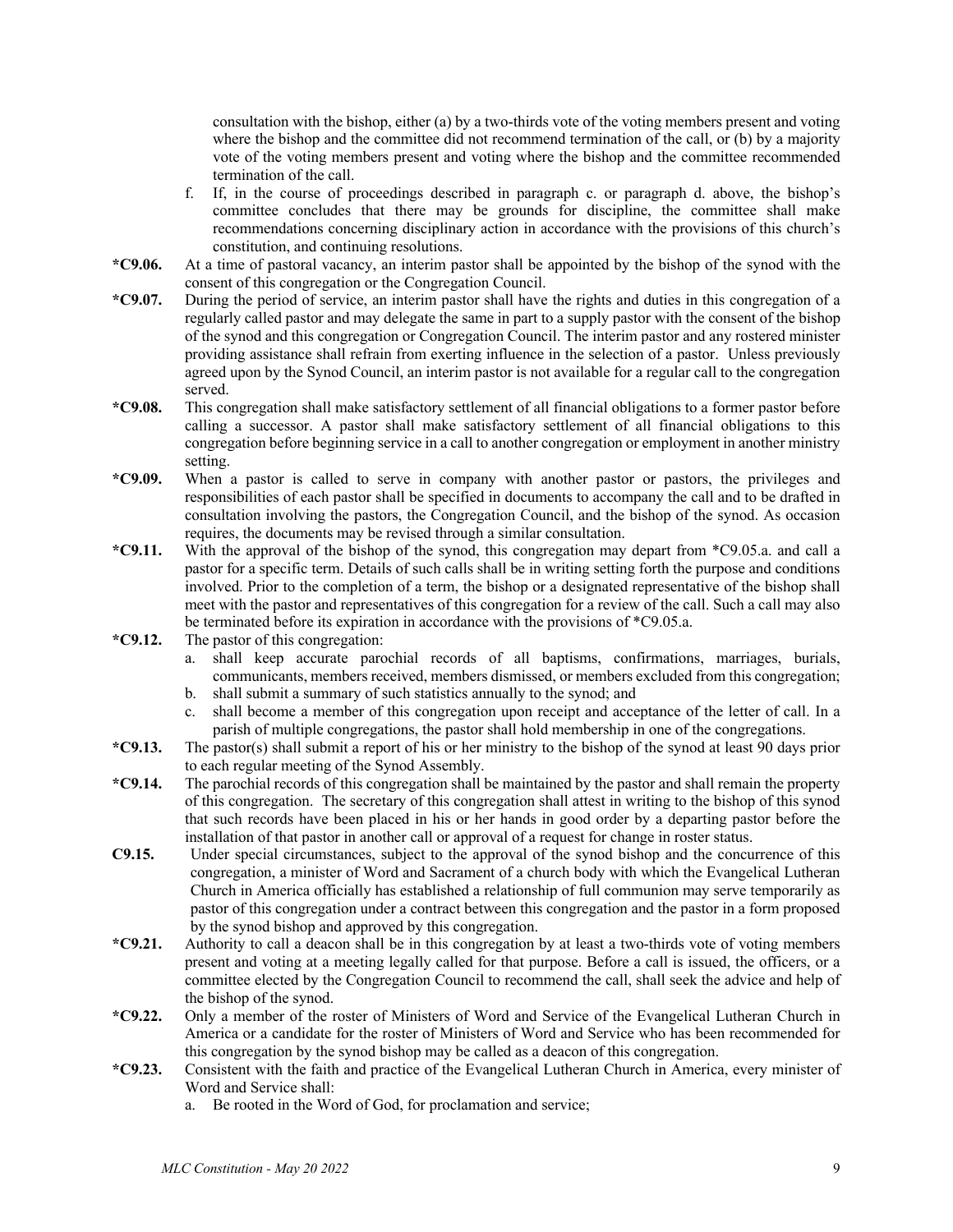consultation with the bishop, either (a) by a two-thirds vote of the voting members present and voting where the bishop and the committee did not recommend termination of the call, or (b) by a majority vote of the voting members present and voting where the bishop and the committee recommended termination of the call.

f. If, in the course of proceedings described in paragraph c. or paragraph d. above, the bishop's committee concludes that there may be grounds for discipline, the committee shall make recommendations concerning disciplinary action in accordance with the provisions of this church's constitution, and continuing resolutions.

**\*C9.06.** At a time of pastoral vacancy, an interim pastor shall be appointed by the bishop of the synod with the consent of this congregation or the Congregation Council.

**\*C9.07.** During the period of service, an interim pastor shall have the rights and duties in this congregation of a regularly called pastor and may delegate the same in part to a supply pastor with the consent of the bishop of the synod and this congregation or Congregation Council. The interim pastor and any rostered minister providing assistance shall refrain from exerting influence in the selection of a pastor. Unless previously agreed upon by the Synod Council, an interim pastor is not available for a regular call to the congregation served.

**\*C9.08.** This congregation shall make satisfactory settlement of all financial obligations to a former pastor before calling a successor. A pastor shall make satisfactory settlement of all financial obligations to this congregation before beginning service in a call to another congregation or employment in another ministry setting.

**\*C9.09.** When a pastor is called to serve in company with another pastor or pastors, the privileges and responsibilities of each pastor shall be specified in documents to accompany the call and to be drafted in consultation involving the pastors, the Congregation Council, and the bishop of the synod. As occasion requires, the documents may be revised through a similar consultation.

**\*C9.11.** With the approval of the bishop of the synod, this congregation may depart from *C9.05.a. and call a pastor for a specific term. Details of such calls shall be in writing setting forth the purpose and conditions involved. Prior to the completion of a term, the bishop or a designated representative of the bishop shall meet with the pastor and representatives of this congregation for a review of the call. Such a call may also be terminated before its expiration in accordance with the provisions of *C9.05.a.

**\*C9.12.** The pastor of this congregation:

a. shall keep accurate parochial records of all baptisms, confirmations, marriages, burials, communicants, members received, members dismissed, or members excluded from this congregation;
b. shall submit a summary of such statistics annually to the synod; and
c. shall become a member of this congregation upon receipt and acceptance of the letter of call. In a parish of multiple congregations, the pastor shall hold membership in one of the congregations.

**\*C9.13.** The pastor(s) shall submit a report of his or her ministry to the bishop of the synod at least 90 days prior to each regular meeting of the Synod Assembly.

**\*C9.14.** The parochial records of this congregation shall be maintained by the pastor and shall remain the property of this congregation. The secretary of this congregation shall attest in writing to the bishop of this synod that such records have been placed in his or her hands in good order by a departing pastor before the installation of that pastor in another call or approval of a request for change in roster status.

**C9.15.** Under special circumstances, subject to the approval of the synod bishop and the concurrence of this congregation, a minister of Word and Sacrament of a church body with which the Evangelical Lutheran Church in America officially has established a relationship of full communion may serve temporarily as pastor of this congregation under a contract between this congregation and the pastor in a form proposed by the synod bishop and approved by this congregation.

**\*C9.21.** Authority to call a deacon shall be in this congregation by at least a two-thirds vote of voting members present and voting at a meeting legally called for that purpose. Before a call is issued, the officers, or a committee elected by the Congregation Council to recommend the call, shall seek the advice and help of the bishop of the synod.

**\*C9.22.** Only a member of the roster of Ministers of Word and Service of the Evangelical Lutheran Church in America or a candidate for the roster of Ministers of Word and Service who has been recommended for this congregation by the synod bishop may be called as a deacon of this congregation.

**\*C9.23.** Consistent with the faith and practice of the Evangelical Lutheran Church in America, every minister of Word and Service shall:

a. Be rooted in the Word of God, for proclamation and service;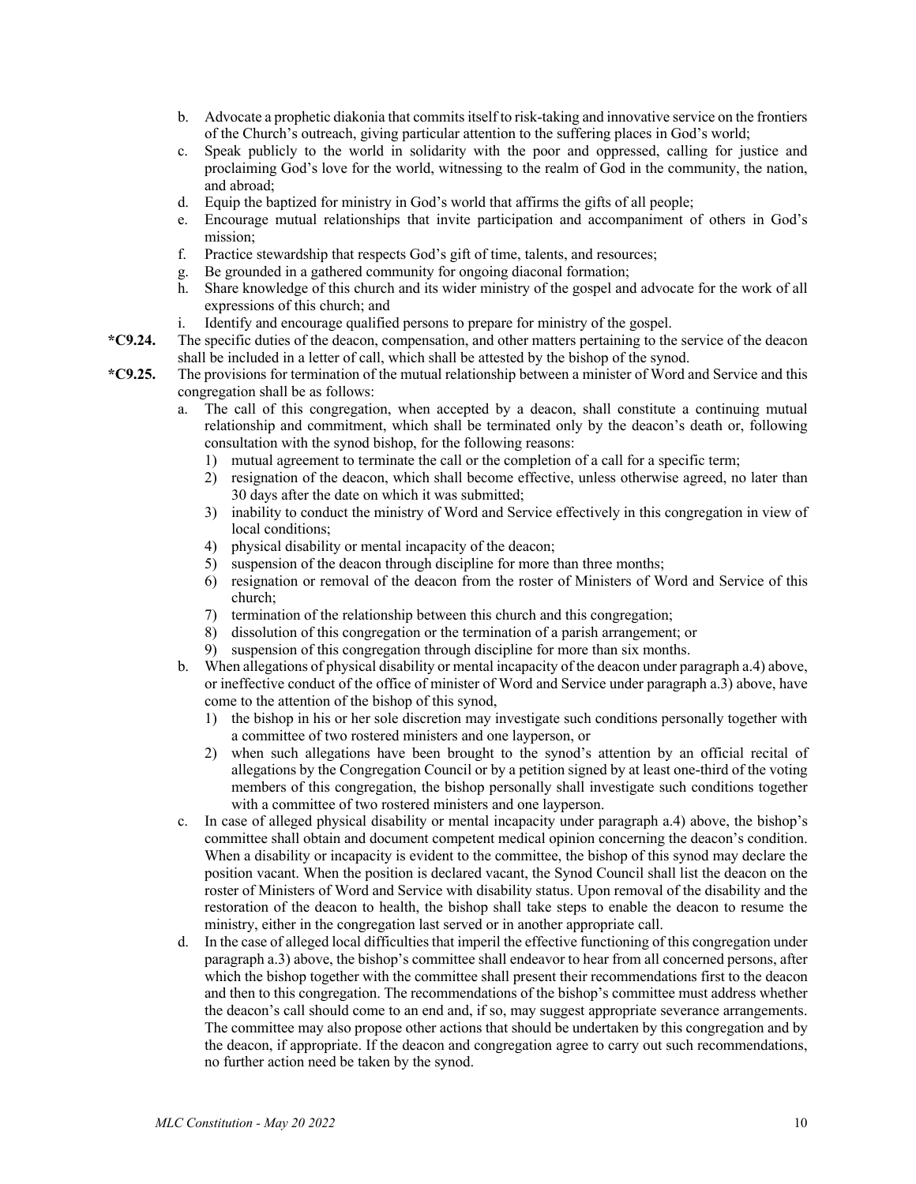b. Advocate a prophetic diakonia that commits itself to risk-taking and innovative service on the frontiers of the Church's outreach, giving particular attention to the suffering places in God's world;
c. Speak publicly to the world in solidarity with the poor and oppressed, calling for justice and proclaiming God's love for the world, witnessing to the realm of God in the community, the nation, and abroad;
d. Equip the baptized for ministry in God's world that affirms the gifts of all people;
e. Encourage mutual relationships that invite participation and accompaniment of others in God's mission;
f. Practice stewardship that respects God's gift of time, talents, and resources;
g. Be grounded in a gathered community for ongoing diaconal formation;
h. Share knowledge of this church and its wider ministry of the gospel and advocate for the work of all expressions of this church; and
i. Identify and encourage qualified persons to prepare for ministry of the gospel.

**\*C9.24.** The specific duties of the deacon, compensation, and other matters pertaining to the service of the deacon shall be included in a letter of call, which shall be attested by the bishop of the synod.

**\*C9.25.** The provisions for termination of the mutual relationship between a minister of Word and Service and this congregation shall be as follows:

a. The call of this congregation, when accepted by a deacon, shall constitute a continuing mutual relationship and commitment, which shall be terminated only by the deacon's death or, following consultation with the synod bishop, for the following reasons:
   1) mutual agreement to terminate the call or the completion of a call for a specific term;
   2) resignation of the deacon, which shall become effective, unless otherwise agreed, no later than 30 days after the date on which it was submitted;
   3) inability to conduct the ministry of Word and Service effectively in this congregation in view of local conditions;
   4) physical disability or mental incapacity of the deacon;
   5) suspension of the deacon through discipline for more than three months;
   6) resignation or removal of the deacon from the roster of Ministers of Word and Service of this church;
   7) termination of the relationship between this church and this congregation;
   8) dissolution of this congregation or the termination of a parish arrangement; or
   9) suspension of this congregation through discipline for more than six months.

b. When allegations of physical disability or mental incapacity of the deacon under paragraph a.4) above, or ineffective conduct of the office of minister of Word and Service under paragraph a.3) above, have come to the attention of the bishop of this synod,
   1) the bishop in his or her sole discretion may investigate such conditions personally together with a committee of two rostered ministers and one layperson, or
   2) when such allegations have been brought to the synod's attention by an official recital of allegations by the Congregation Council or by a petition signed by at least one-third of the voting members of this congregation, the bishop personally shall investigate such conditions together with a committee of two rostered ministers and one layperson.

c. In case of alleged physical disability or mental incapacity under paragraph a.4) above, the bishop's committee shall obtain and document competent medical opinion concerning the deacon's condition. When a disability or incapacity is evident to the committee, the bishop of this synod may declare the position vacant. When the position is declared vacant, the Synod Council shall list the deacon on the roster of Ministers of Word and Service with disability status. Upon removal of the disability and the restoration of the deacon to health, the bishop shall take steps to enable the deacon to resume the ministry, either in the congregation last served or in another appropriate call.

d. In the case of alleged local difficulties that imperil the effective functioning of this congregation under paragraph a.3) above, the bishop's committee shall endeavor to hear from all concerned persons, after which the bishop together with the committee shall present their recommendations first to the deacon and then to this congregation. The recommendations of the bishop's committee must address whether the deacon's call should come to an end and, if so, may suggest appropriate severance arrangements. The committee may also propose other actions that should be undertaken by this congregation and by the deacon, if appropriate. If the deacon and congregation agree to carry out such recommendations, no further action need be taken by the synod.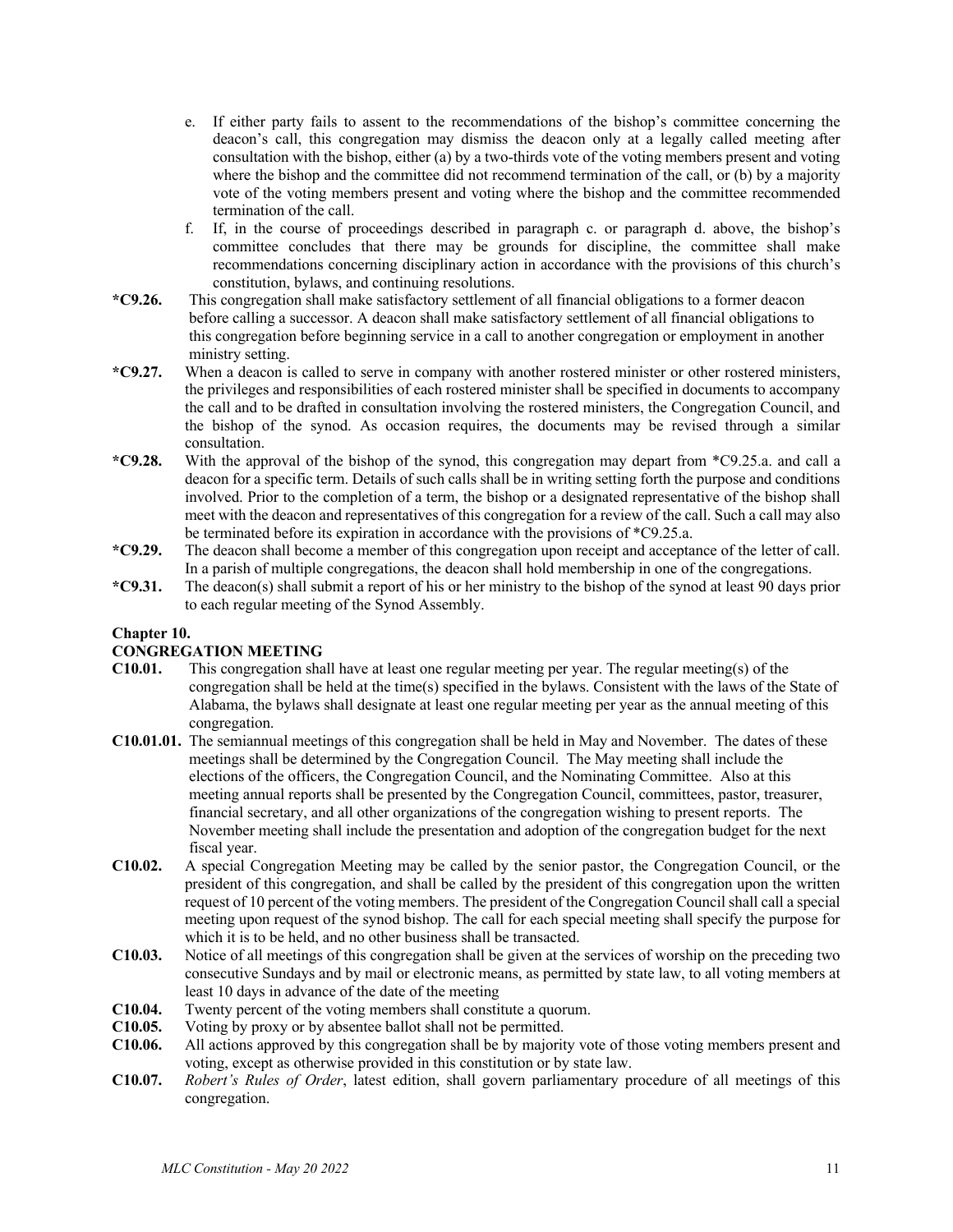e. If either party fails to assent to the recommendations of the bishop's committee concerning the deacon's call, this congregation may dismiss the deacon only at a legally called meeting after consultation with the bishop, either (a) by a two-thirds vote of the voting members present and voting where the bishop and the committee did not recommend termination of the call, or (b) by a majority vote of the voting members present and voting where the bishop and the committee recommended termination of the call.

f. If, in the course of proceedings described in paragraph c. or paragraph d. above, the bishop's committee concludes that there may be grounds for discipline, the committee shall make recommendations concerning disciplinary action in accordance with the provisions of this church's constitution, bylaws, and continuing resolutions.

**\*C9.26.** This congregation shall make satisfactory settlement of all financial obligations to a former deacon before calling a successor. A deacon shall make satisfactory settlement of all financial obligations to this congregation before beginning service in a call to another congregation or employment in another ministry setting.

**\*C9.27.** When a deacon is called to serve in company with another rostered minister or other rostered ministers, the privileges and responsibilities of each rostered minister shall be specified in documents to accompany the call and to be drafted in consultation involving the rostered ministers, the Congregation Council, and the bishop of the synod. As occasion requires, the documents may be revised through a similar consultation.

**\*C9.28.** With the approval of the bishop of the synod, this congregation may depart from \*C9.25.a. and call a deacon for a specific term. Details of such calls shall be in writing setting forth the purpose and conditions involved. Prior to the completion of a term, the bishop or a designated representative of the bishop shall meet with the deacon and representatives of this congregation for a review of the call. Such a call may also be terminated before its expiration in accordance with the provisions of \*C9.25.a.

**\*C9.29.** The deacon shall become a member of this congregation upon receipt and acceptance of the letter of call. In a parish of multiple congregations, the deacon shall hold membership in one of the congregations.

**\*C9.31.** The deacon(s) shall submit a report of his or her ministry to the bishop of the synod at least 90 days prior to each regular meeting of the Synod Assembly.

## Chapter 10.
## CONGREGATION MEETING

**C10.01.** This congregation shall have at least one regular meeting per year. The regular meeting(s) of the congregation shall be held at the time(s) specified in the bylaws. Consistent with the laws of the State of Alabama, the bylaws shall designate at least one regular meeting per year as the annual meeting of this congregation.

**C10.01.01.** The semiannual meetings of this congregation shall be held in May and November. The dates of these meetings shall be determined by the Congregation Council. The May meeting shall include the elections of the officers, the Congregation Council, and the Nominating Committee. Also at this meeting annual reports shall be presented by the Congregation Council, committees, pastor, treasurer, financial secretary, and all other organizations of the congregation wishing to present reports. The November meeting shall include the presentation and adoption of the congregation budget for the next fiscal year.

**C10.02.** A special Congregation Meeting may be called by the senior pastor, the Congregation Council, or the president of this congregation, and shall be called by the president of this congregation upon the written request of 10 percent of the voting members. The president of the Congregation Council shall call a special meeting upon request of the synod bishop. The call for each special meeting shall specify the purpose for which it is to be held, and no other business shall be transacted.

**C10.03.** Notice of all meetings of this congregation shall be given at the services of worship on the preceding two consecutive Sundays and by mail or electronic means, as permitted by state law, to all voting members at least 10 days in advance of the date of the meeting

**C10.04.** Twenty percent of the voting members shall constitute a quorum.

**C10.05.** Voting by proxy or by absentee ballot shall not be permitted.

**C10.06.** All actions approved by this congregation shall be by majority vote of those voting members present and voting, except as otherwise provided in this constitution or by state law.

**C10.07.** *Robert's Rules of Order*, latest edition, shall govern parliamentary procedure of all meetings of this congregation.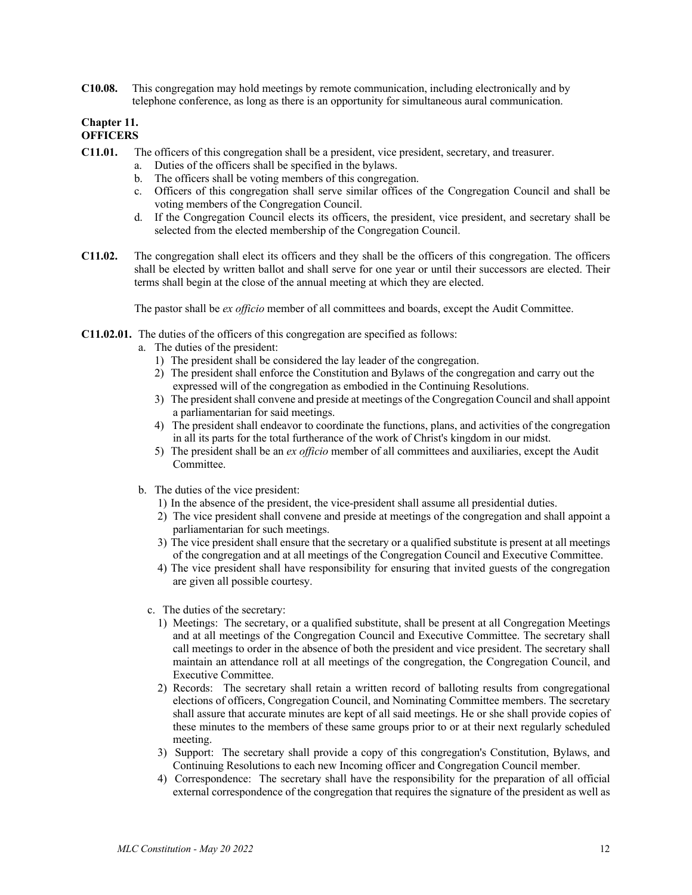**C10.08.** This congregation may hold meetings by remote communication, including electronically and by telephone conference, as long as there is an opportunity for simultaneous aural communication.

## Chapter 11.
## OFFICERS

**C11.01.** The officers of this congregation shall be a president, vice president, secretary, and treasurer.

a. Duties of the officers shall be specified in the bylaws.
b. The officers shall be voting members of this congregation.
c. Officers of this congregation shall serve similar offices of the Congregation Council and shall be voting members of the Congregation Council.
d. If the Congregation Council elects its officers, the president, vice president, and secretary shall be selected from the elected membership of the Congregation Council.

**C11.02.** The congregation shall elect its officers and they shall be the officers of this congregation. The officers shall be elected by written ballot and shall serve for one year or until their successors are elected. Their terms shall begin at the close of the annual meeting at which they are elected.

The pastor shall be *ex officio* member of all committees and boards, except the Audit Committee.

**C11.02.01.** The duties of the officers of this congregation are specified as follows:

a. The duties of the president:
   1) The president shall be considered the lay leader of the congregation.
   2) The president shall enforce the Constitution and Bylaws of the congregation and carry out the expressed will of the congregation as embodied in the Continuing Resolutions.
   3) The president shall convene and preside at meetings of the Congregation Council and shall appoint a parliamentarian for said meetings.
   4) The president shall endeavor to coordinate the functions, plans, and activities of the congregation in all its parts for the total furtherance of the work of Christ's kingdom in our midst.
   5) The president shall be an *ex officio* member of all committees and auxiliaries, except the Audit Committee.

b. The duties of the vice president:
   1) In the absence of the president, the vice-president shall assume all presidential duties.
   2) The vice president shall convene and preside at meetings of the congregation and shall appoint a parliamentarian for such meetings.
   3) The vice president shall ensure that the secretary or a qualified substitute is present at all meetings of the congregation and at all meetings of the Congregation Council and Executive Committee.
   4) The vice president shall have responsibility for ensuring that invited guests of the congregation are given all possible courtesy.

c. The duties of the secretary:
   1) Meetings: The secretary, or a qualified substitute, shall be present at all Congregation Meetings and at all meetings of the Congregation Council and Executive Committee. The secretary shall call meetings to order in the absence of both the president and vice president. The secretary shall maintain an attendance roll at all meetings of the congregation, the Congregation Council, and Executive Committee.
   2) Records: The secretary shall retain a written record of balloting results from congregational elections of officers, Congregation Council, and Nominating Committee members. The secretary shall assure that accurate minutes are kept of all said meetings. He or she shall provide copies of these minutes to the members of these same groups prior to or at their next regularly scheduled meeting.
   3) Support: The secretary shall provide a copy of this congregation's Constitution, Bylaws, and Continuing Resolutions to each new Incoming officer and Congregation Council member.
   4) Correspondence: The secretary shall have the responsibility for the preparation of all official external correspondence of the congregation that requires the signature of the president as well as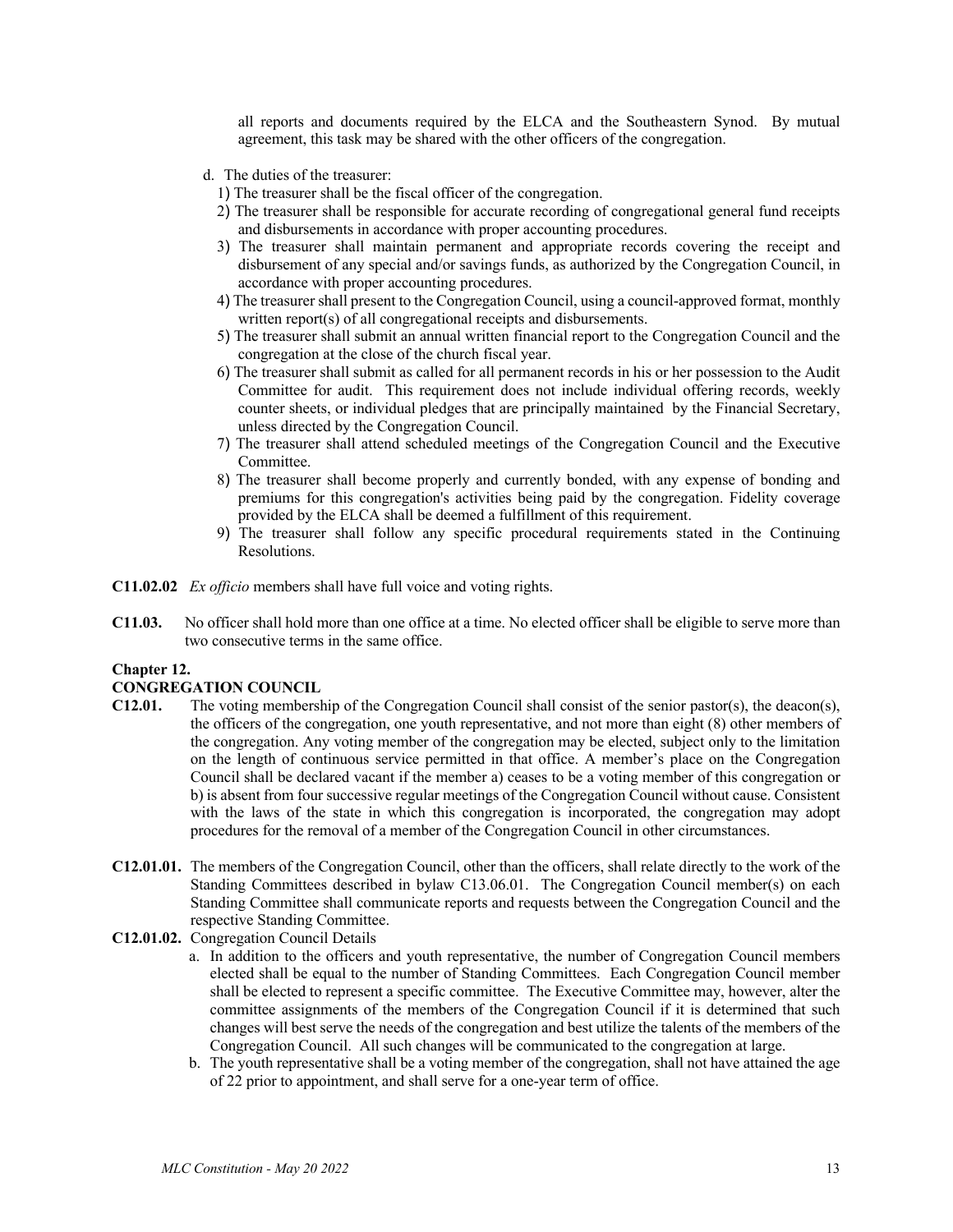all reports and documents required by the ELCA and the Southeastern Synod. By mutual agreement, this task may be shared with the other officers of the congregation.

d. The duties of the treasurer:
   1) The treasurer shall be the fiscal officer of the congregation.
   2) The treasurer shall be responsible for accurate recording of congregational general fund receipts and disbursements in accordance with proper accounting procedures.
   3) The treasurer shall maintain permanent and appropriate records covering the receipt and disbursement of any special and/or savings funds, as authorized by the Congregation Council, in accordance with proper accounting procedures.
   4) The treasurer shall present to the Congregation Council, using a council-approved format, monthly written report(s) of all congregational receipts and disbursements.
   5) The treasurer shall submit an annual written financial report to the Congregation Council and the congregation at the close of the church fiscal year.
   6) The treasurer shall submit as called for all permanent records in his or her possession to the Audit Committee for audit. This requirement does not include individual offering records, weekly counter sheets, or individual pledges that are principally maintained by the Financial Secretary, unless directed by the Congregation Council.
   7) The treasurer shall attend scheduled meetings of the Congregation Council and the Executive Committee.
   8) The treasurer shall become properly and currently bonded, with any expense of bonding and premiums for this congregation's activities being paid by the congregation. Fidelity coverage provided by the ELCA shall be deemed a fulfillment of this requirement.
   9) The treasurer shall follow any specific procedural requirements stated in the Continuing Resolutions.

**C11.02.02** *Ex officio* members shall have full voice and voting rights.

**C11.03.** No officer shall hold more than one office at a time. No elected officer shall be eligible to serve more than two consecutive terms in the same office.

## Chapter 12.
## CONGREGATION COUNCIL

**C12.01.** The voting membership of the Congregation Council shall consist of the senior pastor(s), the deacon(s), the officers of the congregation, one youth representative, and not more than eight (8) other members of the congregation. Any voting member of the congregation may be elected, subject only to the limitation on the length of continuous service permitted in that office. A member's place on the Congregation Council shall be declared vacant if the member a) ceases to be a voting member of this congregation or b) is absent from four successive regular meetings of the Congregation Council without cause. Consistent with the laws of the state in which this congregation is incorporated, the congregation may adopt procedures for the removal of a member of the Congregation Council in other circumstances.

**C12.01.01.** The members of the Congregation Council, other than the officers, shall relate directly to the work of the Standing Committees described in bylaw C13.06.01. The Congregation Council member(s) on each Standing Committee shall communicate reports and requests between the Congregation Council and the respective Standing Committee.

**C12.01.02.** Congregation Council Details

a. In addition to the officers and youth representative, the number of Congregation Council members elected shall be equal to the number of Standing Committees. Each Congregation Council member shall be elected to represent a specific committee. The Executive Committee may, however, alter the committee assignments of the members of the Congregation Council if it is determined that such changes will best serve the needs of the congregation and best utilize the talents of the members of the Congregation Council. All such changes will be communicated to the congregation at large.

b. The youth representative shall be a voting member of the congregation, shall not have attained the age of 22 prior to appointment, and shall serve for a one-year term of office.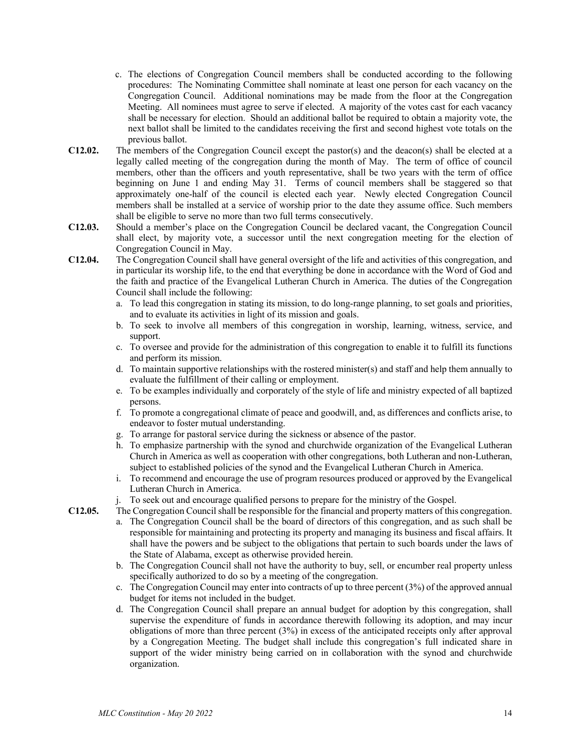c. The elections of Congregation Council members shall be conducted according to the following procedures: The Nominating Committee shall nominate at least one person for each vacancy on the Congregation Council. Additional nominations may be made from the floor at the Congregation Meeting. All nominees must agree to serve if elected. A majority of the votes cast for each vacancy shall be necessary for election. Should an additional ballot be required to obtain a majority vote, the next ballot shall be limited to the candidates receiving the first and second highest vote totals on the previous ballot.

**C12.02.** The members of the Congregation Council except the pastor(s) and the deacon(s) shall be elected at a legally called meeting of the congregation during the month of May. The term of office of council members, other than the officers and youth representative, shall be two years with the term of office beginning on June 1 and ending May 31. Terms of council members shall be staggered so that approximately one-half of the council is elected each year. Newly elected Congregation Council members shall be installed at a service of worship prior to the date they assume office. Such members shall be eligible to serve no more than two full terms consecutively.

**C12.03.** Should a member's place on the Congregation Council be declared vacant, the Congregation Council shall elect, by majority vote, a successor until the next congregation meeting for the election of Congregation Council in May.

**C12.04.** The Congregation Council shall have general oversight of the life and activities of this congregation, and in particular its worship life, to the end that everything be done in accordance with the Word of God and the faith and practice of the Evangelical Lutheran Church in America. The duties of the Congregation Council shall include the following:

a. To lead this congregation in stating its mission, to do long-range planning, to set goals and priorities, and to evaluate its activities in light of its mission and goals.
b. To seek to involve all members of this congregation in worship, learning, witness, service, and support.
c. To oversee and provide for the administration of this congregation to enable it to fulfill its functions and perform its mission.
d. To maintain supportive relationships with the rostered minister(s) and staff and help them annually to evaluate the fulfillment of their calling or employment.
e. To be examples individually and corporately of the style of life and ministry expected of all baptized persons.
f. To promote a congregational climate of peace and goodwill, and, as differences and conflicts arise, to endeavor to foster mutual understanding.
g. To arrange for pastoral service during the sickness or absence of the pastor.
h. To emphasize partnership with the synod and churchwide organization of the Evangelical Lutheran Church in America as well as cooperation with other congregations, both Lutheran and non-Lutheran, subject to established policies of the synod and the Evangelical Lutheran Church in America.
i. To recommend and encourage the use of program resources produced or approved by the Evangelical Lutheran Church in America.
j. To seek out and encourage qualified persons to prepare for the ministry of the Gospel.

**C12.05.** The Congregation Council shall be responsible for the financial and property matters of this congregation.

a. The Congregation Council shall be the board of directors of this congregation, and as such shall be responsible for maintaining and protecting its property and managing its business and fiscal affairs. It shall have the powers and be subject to the obligations that pertain to such boards under the laws of the State of Alabama, except as otherwise provided herein.
b. The Congregation Council shall not have the authority to buy, sell, or encumber real property unless specifically authorized to do so by a meeting of the congregation.
c. The Congregation Council may enter into contracts of up to three percent (3%) of the approved annual budget for items not included in the budget.
d. The Congregation Council shall prepare an annual budget for adoption by this congregation, shall supervise the expenditure of funds in accordance therewith following its adoption, and may incur obligations of more than three percent (3%) in excess of the anticipated receipts only after approval by a Congregation Meeting. The budget shall include this congregation's full indicated share in support of the wider ministry being carried on in collaboration with the synod and churchwide organization.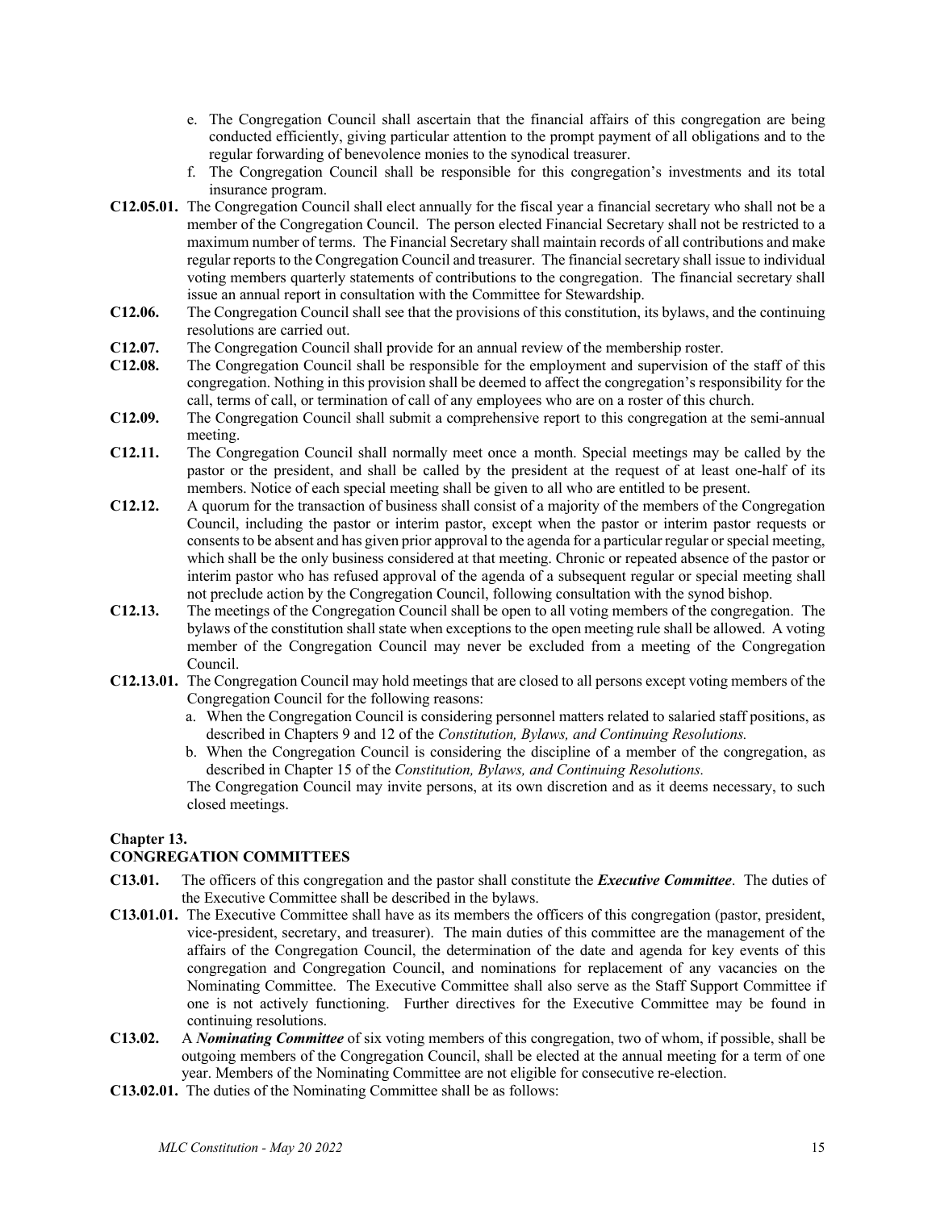e. The Congregation Council shall ascertain that the financial affairs of this congregation are being conducted efficiently, giving particular attention to the prompt payment of all obligations and to the regular forwarding of benevolence monies to the synodical treasurer.

f. The Congregation Council shall be responsible for this congregation's investments and its total insurance program.

**C12.05.01.** The Congregation Council shall elect annually for the fiscal year a financial secretary who shall not be a member of the Congregation Council. The person elected Financial Secretary shall not be restricted to a maximum number of terms. The Financial Secretary shall maintain records of all contributions and make regular reports to the Congregation Council and treasurer. The financial secretary shall issue to individual voting members quarterly statements of contributions to the congregation. The financial secretary shall issue an annual report in consultation with the Committee for Stewardship.

**C12.06.** The Congregation Council shall see that the provisions of this constitution, its bylaws, and the continuing resolutions are carried out.

**C12.07.** The Congregation Council shall provide for an annual review of the membership roster.

**C12.08.** The Congregation Council shall be responsible for the employment and supervision of the staff of this congregation. Nothing in this provision shall be deemed to affect the congregation's responsibility for the call, terms of call, or termination of call of any employees who are on a roster of this church.

**C12.09.** The Congregation Council shall submit a comprehensive report to this congregation at the semi-annual meeting.

**C12.11.** The Congregation Council shall normally meet once a month. Special meetings may be called by the pastor or the president, and shall be called by the president at the request of at least one-half of its members. Notice of each special meeting shall be given to all who are entitled to be present.

**C12.12.** A quorum for the transaction of business shall consist of a majority of the members of the Congregation Council, including the pastor or interim pastor, except when the pastor or interim pastor requests or consents to be absent and has given prior approval to the agenda for a particular regular or special meeting, which shall be the only business considered at that meeting. Chronic or repeated absence of the pastor or interim pastor who has refused approval of the agenda of a subsequent regular or special meeting shall not preclude action by the Congregation Council, following consultation with the synod bishop.

**C12.13.** The meetings of the Congregation Council shall be open to all voting members of the congregation. The bylaws of the constitution shall state when exceptions to the open meeting rule shall be allowed. A voting member of the Congregation Council may never be excluded from a meeting of the Congregation Council.

**C12.13.01.** The Congregation Council may hold meetings that are closed to all persons except voting members of the Congregation Council for the following reasons:

a. When the Congregation Council is considering personnel matters related to salaried staff positions, as described in Chapters 9 and 12 of the *Constitution, Bylaws, and Continuing Resolutions.*

b. When the Congregation Council is considering the discipline of a member of the congregation, as described in Chapter 15 of the *Constitution, Bylaws, and Continuing Resolutions.*

The Congregation Council may invite persons, at its own discretion and as it deems necessary, to such closed meetings.

## Chapter 13.
## CONGREGATION COMMITTEES

**C13.01.** The officers of this congregation and the pastor shall constitute the ***Executive Committee***. The duties of the Executive Committee shall be described in the bylaws.

**C13.01.01.** The Executive Committee shall have as its members the officers of this congregation (pastor, president, vice-president, secretary, and treasurer). The main duties of this committee are the management of the affairs of the Congregation Council, the determination of the date and agenda for key events of this congregation and Congregation Council, and nominations for replacement of any vacancies on the Nominating Committee. The Executive Committee shall also serve as the Staff Support Committee if one is not actively functioning. Further directives for the Executive Committee may be found in continuing resolutions.

**C13.02.** A ***Nominating Committee*** of six voting members of this congregation, two of whom, if possible, shall be outgoing members of the Congregation Council, shall be elected at the annual meeting for a term of one year. Members of the Nominating Committee are not eligible for consecutive re-election.

**C13.02.01.** The duties of the Nominating Committee shall be as follows: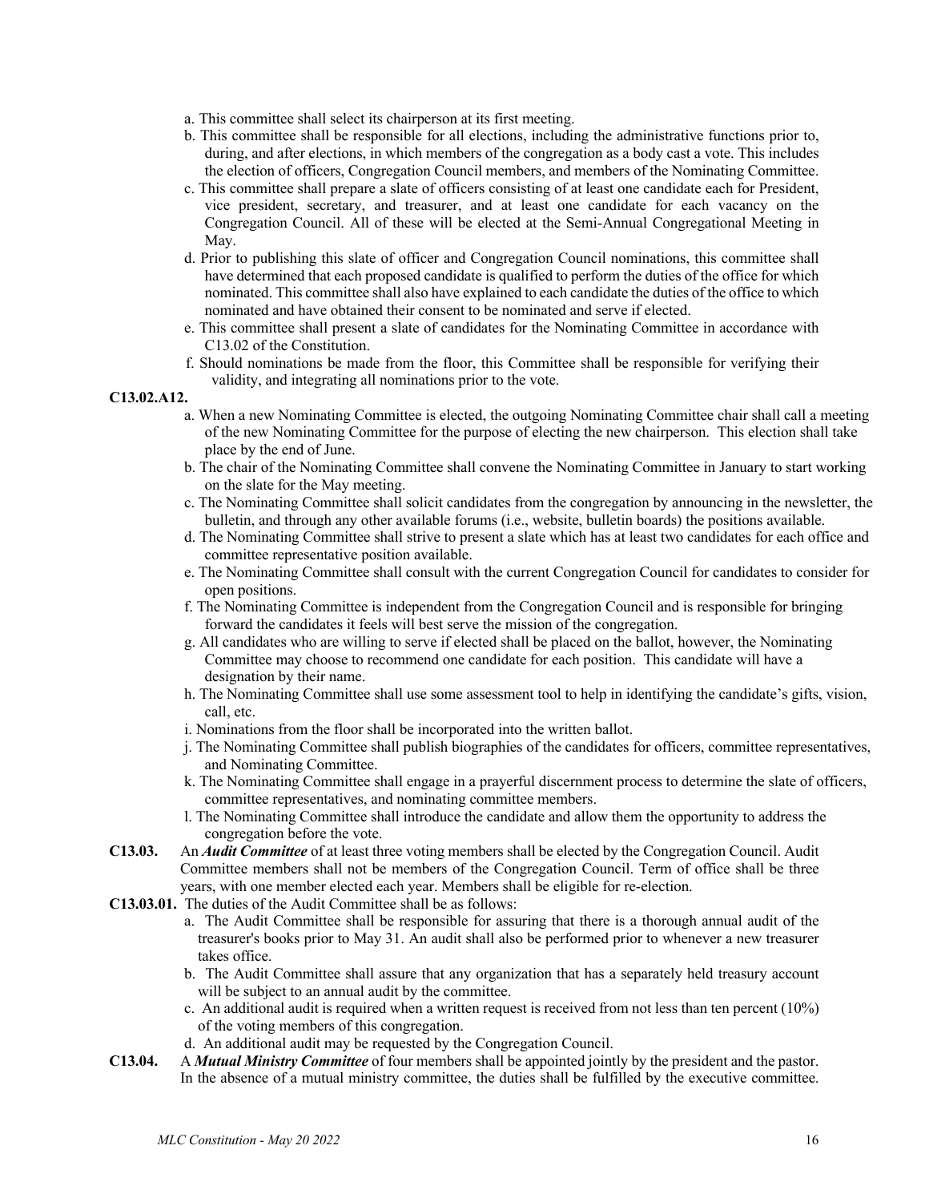a. This committee shall select its chairperson at its first meeting.

b. This committee shall be responsible for all elections, including the administrative functions prior to, during, and after elections, in which members of the congregation as a body cast a vote. This includes the election of officers, Congregation Council members, and members of the Nominating Committee.

c. This committee shall prepare a slate of officers consisting of at least one candidate each for President, vice president, secretary, and treasurer, and at least one candidate for each vacancy on the Congregation Council. All of these will be elected at the Semi-Annual Congregational Meeting in May.

d. Prior to publishing this slate of officer and Congregation Council nominations, this committee shall have determined that each proposed candidate is qualified to perform the duties of the office for which nominated. This committee shall also have explained to each candidate the duties of the office to which nominated and have obtained their consent to be nominated and serve if elected.

e. This committee shall present a slate of candidates for the Nominating Committee in accordance with C13.02 of the Constitution.

f. Should nominations be made from the floor, this Committee shall be responsible for verifying their validity, and integrating all nominations prior to the vote.

**C13.02.A12.**

a. When a new Nominating Committee is elected, the outgoing Nominating Committee chair shall call a meeting of the new Nominating Committee for the purpose of electing the new chairperson. This election shall take place by the end of June.

b. The chair of the Nominating Committee shall convene the Nominating Committee in January to start working on the slate for the May meeting.

c. The Nominating Committee shall solicit candidates from the congregation by announcing in the newsletter, the bulletin, and through any other available forums (i.e., website, bulletin boards) the positions available.

d. The Nominating Committee shall strive to present a slate which has at least two candidates for each office and committee representative position available.

e. The Nominating Committee shall consult with the current Congregation Council for candidates to consider for open positions.

f. The Nominating Committee is independent from the Congregation Council and is responsible for bringing forward the candidates it feels will best serve the mission of the congregation.

g. All candidates who are willing to serve if elected shall be placed on the ballot, however, the Nominating Committee may choose to recommend one candidate for each position. This candidate will have a designation by their name.

h. The Nominating Committee shall use some assessment tool to help in identifying the candidate's gifts, vision, call, etc.

i. Nominations from the floor shall be incorporated into the written ballot.

j. The Nominating Committee shall publish biographies of the candidates for officers, committee representatives, and Nominating Committee.

k. The Nominating Committee shall engage in a prayerful discernment process to determine the slate of officers, committee representatives, and nominating committee members.

l. The Nominating Committee shall introduce the candidate and allow them the opportunity to address the congregation before the vote.

**C13.03.** An ***Audit Committee*** of at least three voting members shall be elected by the Congregation Council. Audit Committee members shall not be members of the Congregation Council. Term of office shall be three years, with one member elected each year. Members shall be eligible for re-election.

**C13.03.01.** The duties of the Audit Committee shall be as follows:

a. The Audit Committee shall be responsible for assuring that there is a thorough annual audit of the treasurer's books prior to May 31. An audit shall also be performed prior to whenever a new treasurer takes office.

b. The Audit Committee shall assure that any organization that has a separately held treasury account will be subject to an annual audit by the committee.

c. An additional audit is required when a written request is received from not less than ten percent (10%) of the voting members of this congregation.

d. An additional audit may be requested by the Congregation Council.

**C13.04.** A ***Mutual Ministry Committee*** of four members shall be appointed jointly by the president and the pastor. In the absence of a mutual ministry committee, the duties shall be fulfilled by the executive committee.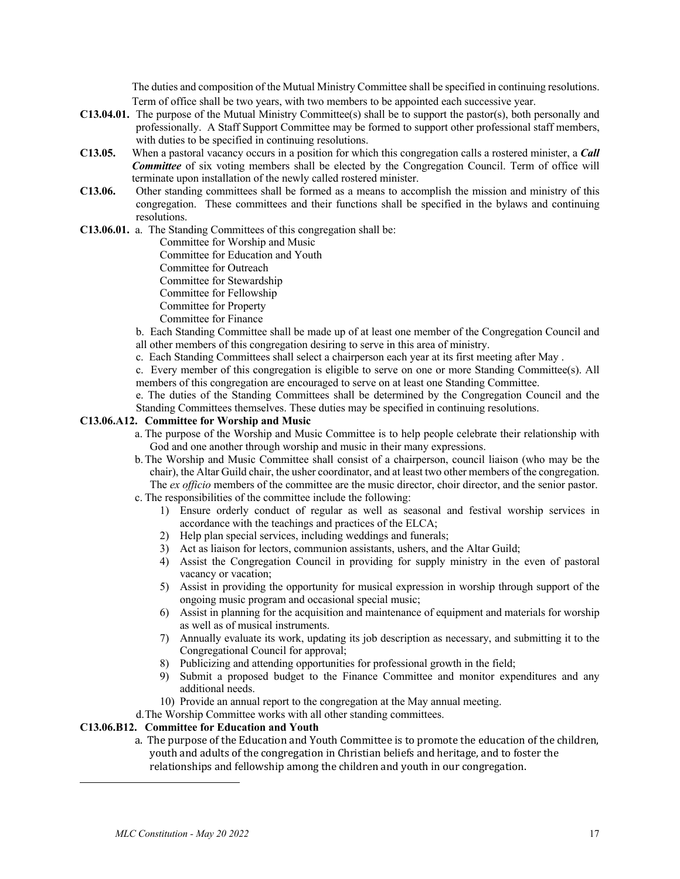The duties and composition of the Mutual Ministry Committee shall be specified in continuing resolutions. Term of office shall be two years, with two members to be appointed each successive year.

**C13.04.01.** The purpose of the Mutual Ministry Committee(s) shall be to support the pastor(s), both personally and professionally. A Staff Support Committee may be formed to support other professional staff members, with duties to be specified in continuing resolutions.

**C13.05.** When a pastoral vacancy occurs in a position for which this congregation calls a rostered minister, a ***Call Committee*** of six voting members shall be elected by the Congregation Council. Term of office will terminate upon installation of the newly called rostered minister.

**C13.06.** Other standing committees shall be formed as a means to accomplish the mission and ministry of this congregation. These committees and their functions shall be specified in the bylaws and continuing resolutions.

**C13.06.01.** a. The Standing Committees of this congregation shall be:

Committee for Worship and Music
Committee for Education and Youth
Committee for Outreach
Committee for Stewardship
Committee for Fellowship
Committee for Property
Committee for Finance

b. Each Standing Committee shall be made up of at least one member of the Congregation Council and all other members of this congregation desiring to serve in this area of ministry.

c. Each Standing Committees shall select a chairperson each year at its first meeting after May .

c. Every member of this congregation is eligible to serve on one or more Standing Committee(s). All members of this congregation are encouraged to serve on at least one Standing Committee.

e. The duties of the Standing Committees shall be determined by the Congregation Council and the Standing Committees themselves. These duties may be specified in continuing resolutions.

**C13.06.A12. Committee for Worship and Music**

a. The purpose of the Worship and Music Committee is to help people celebrate their relationship with God and one another through worship and music in their many expressions.

b. The Worship and Music Committee shall consist of a chairperson, council liaison (who may be the chair), the Altar Guild chair, the usher coordinator, and at least two other members of the congregation. The *ex officio* members of the committee are the music director, choir director, and the senior pastor.

c. The responsibilities of the committee include the following:

1) Ensure orderly conduct of regular as well as seasonal and festival worship services in accordance with the teachings and practices of the ELCA;
2) Help plan special services, including weddings and funerals;
3) Act as liaison for lectors, communion assistants, ushers, and the Altar Guild;
4) Assist the Congregation Council in providing for supply ministry in the even of pastoral vacancy or vacation;
5) Assist in providing the opportunity for musical expression in worship through support of the ongoing music program and occasional special music;
6) Assist in planning for the acquisition and maintenance of equipment and materials for worship as well as of musical instruments.
7) Annually evaluate its work, updating its job description as necessary, and submitting it to the Congregational Council for approval;
8) Publicizing and attending opportunities for professional growth in the field;
9) Submit a proposed budget to the Finance Committee and monitor expenditures and any additional needs.
10) Provide an annual report to the congregation at the May annual meeting.

d. The Worship Committee works with all other standing committees.

**C13.06.B12. Committee for Education and Youth**

a. The purpose of the Education and Youth Committee is to promote the education of the children, youth and adults of the congregation in Christian beliefs and heritage, and to foster the relationships and fellowship among the children and youth in our congregation.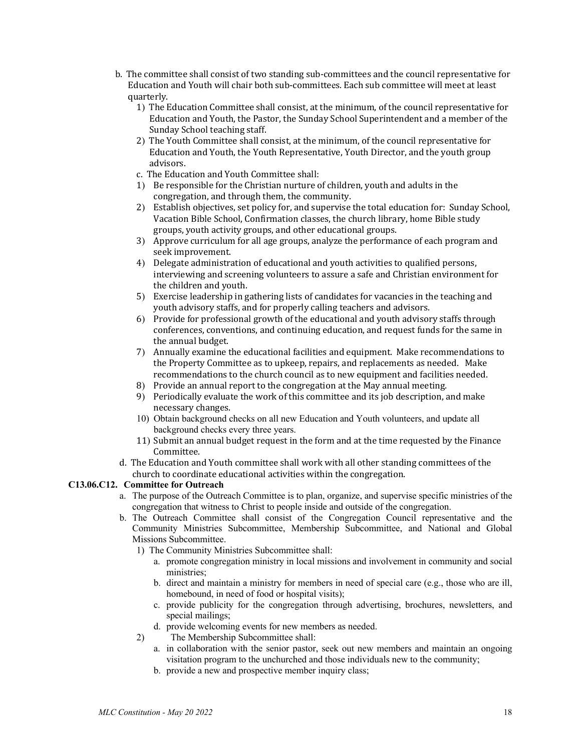b. The committee shall consist of two standing sub-committees and the council representative for Education and Youth will chair both sub-committees. Each sub committee will meet at least quarterly.
   1) The Education Committee shall consist, at the minimum, of the council representative for Education and Youth, the Pastor, the Sunday School Superintendent and a member of the Sunday School teaching staff.
   2) The Youth Committee shall consist, at the minimum, of the council representative for Education and Youth, the Youth Representative, Youth Director, and the youth group advisors.

c. The Education and Youth Committee shall:
   1) Be responsible for the Christian nurture of children, youth and adults in the congregation, and through them, the community.
   2) Establish objectives, set policy for, and supervise the total education for: Sunday School, Vacation Bible School, Confirmation classes, the church library, home Bible study groups, youth activity groups, and other educational groups.
   3) Approve curriculum for all age groups, analyze the performance of each program and seek improvement.
   4) Delegate administration of educational and youth activities to qualified persons, interviewing and screening volunteers to assure a safe and Christian environment for the children and youth.
   5) Exercise leadership in gathering lists of candidates for vacancies in the teaching and youth advisory staffs, and for properly calling teachers and advisors.
   6) Provide for professional growth of the educational and youth advisory staffs through conferences, conventions, and continuing education, and request funds for the same in the annual budget.
   7) Annually examine the educational facilities and equipment. Make recommendations to the Property Committee as to upkeep, repairs, and replacements as needed. Make recommendations to the church council as to new equipment and facilities needed.
   8) Provide an annual report to the congregation at the May annual meeting.
   9) Periodically evaluate the work of this committee and its job description, and make necessary changes.
   10) Obtain background checks on all new Education and Youth volunteers, and update all background checks every three years.
   11) Submit an annual budget request in the form and at the time requested by the Finance Committee.

d. The Education and Youth committee shall work with all other standing committees of the church to coordinate educational activities within the congregation.

**C13.06.C12. Committee for Outreach**

a. The purpose of the Outreach Committee is to plan, organize, and supervise specific ministries of the congregation that witness to Christ to people inside and outside of the congregation.

b. The Outreach Committee shall consist of the Congregation Council representative and the Community Ministries Subcommittee, Membership Subcommittee, and National and Global Missions Subcommittee.
   1) The Community Ministries Subcommittee shall:
      a. promote congregation ministry in local missions and involvement in community and social ministries;
      b. direct and maintain a ministry for members in need of special care (e.g., those who are ill, homebound, in need of food or hospital visits);
      c. provide publicity for the congregation through advertising, brochures, newsletters, and special mailings;
      d. provide welcoming events for new members as needed.
   2) The Membership Subcommittee shall:
      a. in collaboration with the senior pastor, seek out new members and maintain an ongoing visitation program to the unchurched and those individuals new to the community;
      b. provide a new and prospective member inquiry class;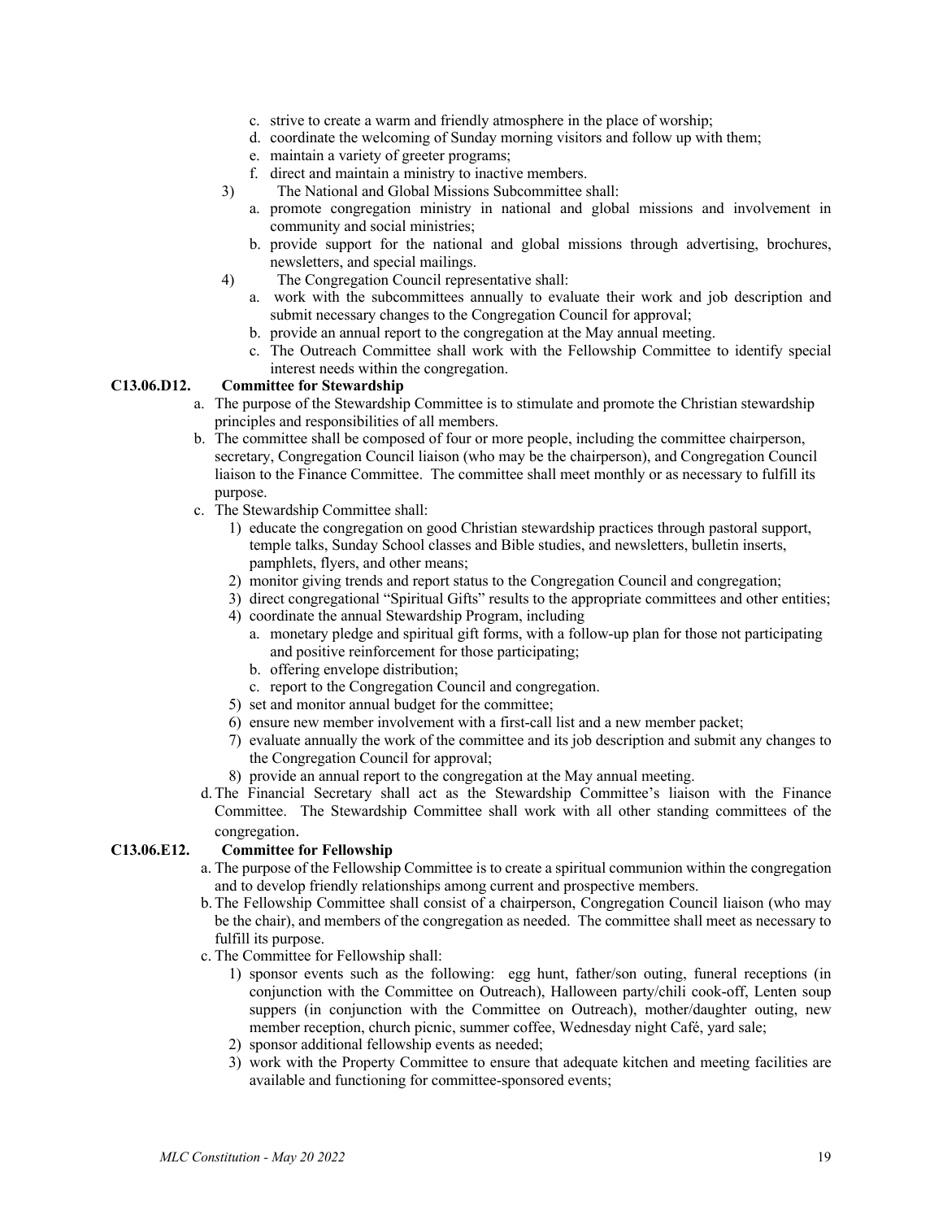c. strive to create a warm and friendly atmosphere in the place of worship;
d. coordinate the welcoming of Sunday morning visitors and follow up with them;
e. maintain a variety of greeter programs;
f. direct and maintain a ministry to inactive members.

3) The National and Global Missions Subcommittee shall:
a. promote congregation ministry in national and global missions and involvement in community and social ministries;
b. provide support for the national and global missions through advertising, brochures, newsletters, and special mailings.

4) The Congregation Council representative shall:
a. work with the subcommittees annually to evaluate their work and job description and submit necessary changes to the Congregation Council for approval;
b. provide an annual report to the congregation at the May annual meeting.
c. The Outreach Committee shall work with the Fellowship Committee to identify special interest needs within the congregation.

**C13.06.D12. Committee for Stewardship**

a. The purpose of the Stewardship Committee is to stimulate and promote the Christian stewardship principles and responsibilities of all members.

b. The committee shall be composed of four or more people, including the committee chairperson, secretary, Congregation Council liaison (who may be the chairperson), and Congregation Council liaison to the Finance Committee. The committee shall meet monthly or as necessary to fulfill its purpose.

c. The Stewardship Committee shall:
1) educate the congregation on good Christian stewardship practices through pastoral support, temple talks, Sunday School classes and Bible studies, and newsletters, bulletin inserts, pamphlets, flyers, and other means;
2) monitor giving trends and report status to the Congregation Council and congregation;
3) direct congregational "Spiritual Gifts" results to the appropriate committees and other entities;
4) coordinate the annual Stewardship Program, including
 a. monetary pledge and spiritual gift forms, with a follow-up plan for those not participating and positive reinforcement for those participating;
 b. offering envelope distribution;
 c. report to the Congregation Council and congregation.
5) set and monitor annual budget for the committee;
6) ensure new member involvement with a first-call list and a new member packet;
7) evaluate annually the work of the committee and its job description and submit any changes to the Congregation Council for approval;
8) provide an annual report to the congregation at the May annual meeting.

d. The Financial Secretary shall act as the Stewardship Committee's liaison with the Finance Committee. The Stewardship Committee shall work with all other standing committees of the congregation.

**C13.06.E12. Committee for Fellowship**

a. The purpose of the Fellowship Committee is to create a spiritual communion within the congregation and to develop friendly relationships among current and prospective members.

b. The Fellowship Committee shall consist of a chairperson, Congregation Council liaison (who may be the chair), and members of the congregation as needed. The committee shall meet as necessary to fulfill its purpose.

c. The Committee for Fellowship shall:
1) sponsor events such as the following: egg hunt, father/son outing, funeral receptions (in conjunction with the Committee on Outreach), Halloween party/chili cook-off, Lenten soup suppers (in conjunction with the Committee on Outreach), mother/daughter outing, new member reception, church picnic, summer coffee, Wednesday night Café, yard sale;
2) sponsor additional fellowship events as needed;
3) work with the Property Committee to ensure that adequate kitchen and meeting facilities are available and functioning for committee-sponsored events;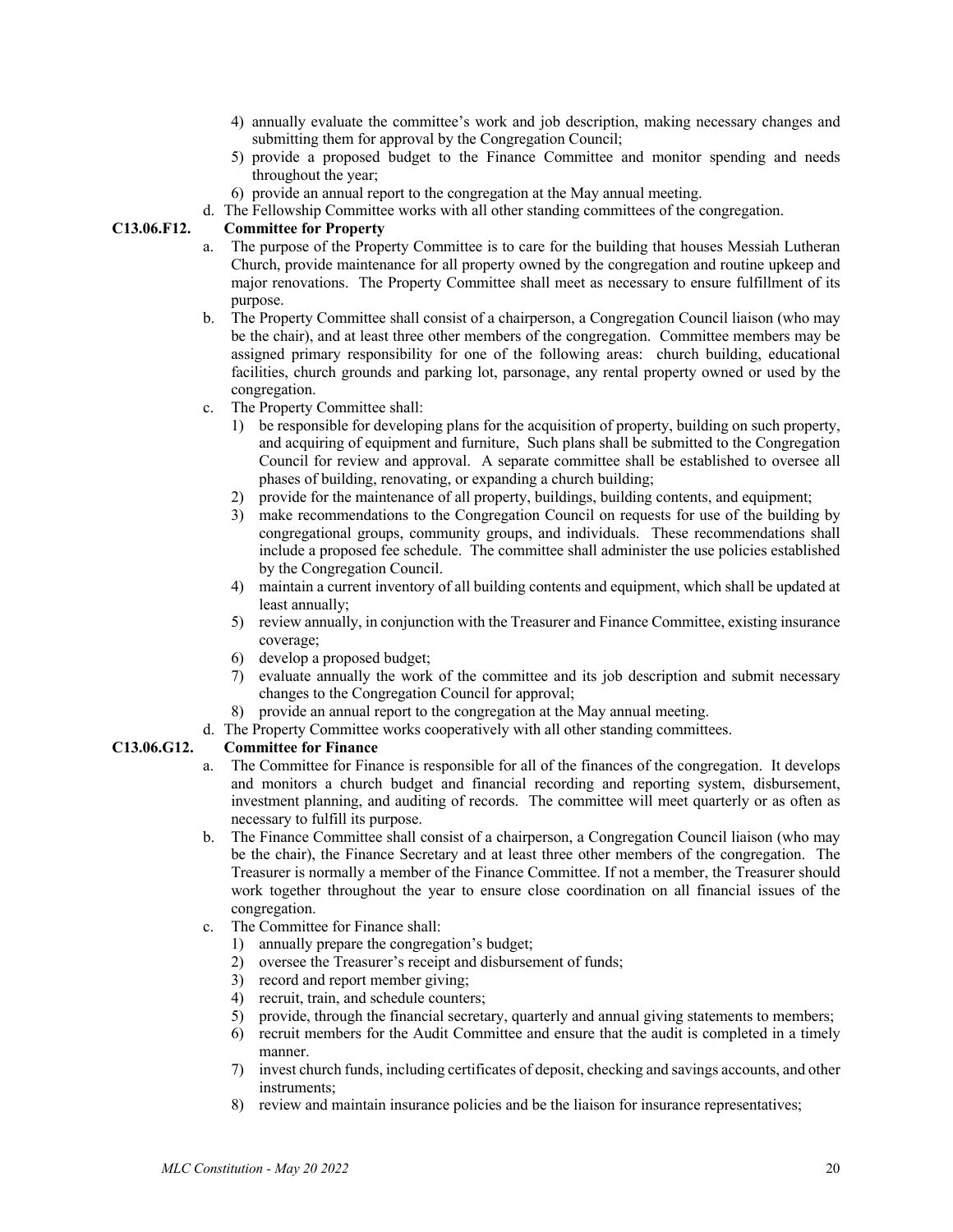4) annually evaluate the committee's work and job description, making necessary changes and submitting them for approval by the Congregation Council;
5) provide a proposed budget to the Finance Committee and monitor spending and needs throughout the year;
6) provide an annual report to the congregation at the May annual meeting.

d. The Fellowship Committee works with all other standing committees of the congregation.

**C13.06.F12. Committee for Property**

a. The purpose of the Property Committee is to care for the building that houses Messiah Lutheran Church, provide maintenance for all property owned by the congregation and routine upkeep and major renovations. The Property Committee shall meet as necessary to ensure fulfillment of its purpose.

b. The Property Committee shall consist of a chairperson, a Congregation Council liaison (who may be the chair), and at least three other members of the congregation. Committee members may be assigned primary responsibility for one of the following areas: church building, educational facilities, church grounds and parking lot, parsonage, any rental property owned or used by the congregation.

c. The Property Committee shall:

1) be responsible for developing plans for the acquisition of property, building on such property, and acquiring of equipment and furniture, Such plans shall be submitted to the Congregation Council for review and approval. A separate committee shall be established to oversee all phases of building, renovating, or expanding a church building;
2) provide for the maintenance of all property, buildings, building contents, and equipment;
3) make recommendations to the Congregation Council on requests for use of the building by congregational groups, community groups, and individuals. These recommendations shall include a proposed fee schedule. The committee shall administer the use policies established by the Congregation Council.
4) maintain a current inventory of all building contents and equipment, which shall be updated at least annually;
5) review annually, in conjunction with the Treasurer and Finance Committee, existing insurance coverage;
6) develop a proposed budget;
7) evaluate annually the work of the committee and its job description and submit necessary changes to the Congregation Council for approval;
8) provide an annual report to the congregation at the May annual meeting.

d. The Property Committee works cooperatively with all other standing committees.

**C13.06.G12. Committee for Finance**

a. The Committee for Finance is responsible for all of the finances of the congregation. It develops and monitors a church budget and financial recording and reporting system, disbursement, investment planning, and auditing of records. The committee will meet quarterly or as often as necessary to fulfill its purpose.

b. The Finance Committee shall consist of a chairperson, a Congregation Council liaison (who may be the chair), the Finance Secretary and at least three other members of the congregation. The Treasurer is normally a member of the Finance Committee. If not a member, the Treasurer should work together throughout the year to ensure close coordination on all financial issues of the congregation.

c. The Committee for Finance shall:

1) annually prepare the congregation's budget;
2) oversee the Treasurer's receipt and disbursement of funds;
3) record and report member giving;
4) recruit, train, and schedule counters;
5) provide, through the financial secretary, quarterly and annual giving statements to members;
6) recruit members for the Audit Committee and ensure that the audit is completed in a timely manner.
7) invest church funds, including certificates of deposit, checking and savings accounts, and other instruments;
8) review and maintain insurance policies and be the liaison for insurance representatives;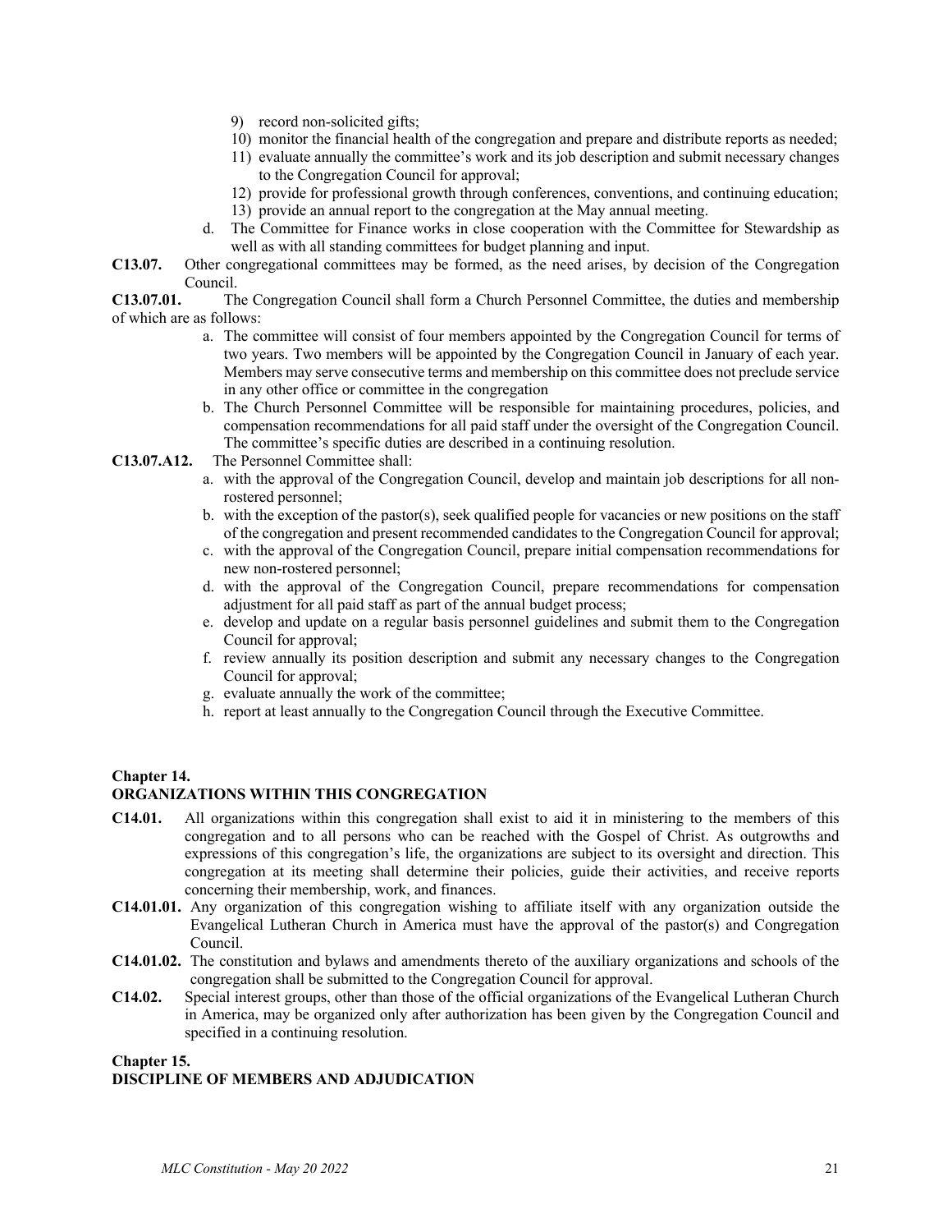9) record non-solicited gifts;
10) monitor the financial health of the congregation and prepare and distribute reports as needed;
11) evaluate annually the committee's work and its job description and submit necessary changes to the Congregation Council for approval;
12) provide for professional growth through conferences, conventions, and continuing education;
13) provide an annual report to the congregation at the May annual meeting.

d. The Committee for Finance works in close cooperation with the Committee for Stewardship as well as with all standing committees for budget planning and input.

**C13.07.** Other congregational committees may be formed, as the need arises, by decision of the Congregation Council.

**C13.07.01.** The Congregation Council shall form a Church Personnel Committee, the duties and membership of which are as follows:

a. The committee will consist of four members appointed by the Congregation Council for terms of two years. Two members will be appointed by the Congregation Council in January of each year. Members may serve consecutive terms and membership on this committee does not preclude service in any other office or committee in the congregation
b. The Church Personnel Committee will be responsible for maintaining procedures, policies, and compensation recommendations for all paid staff under the oversight of the Congregation Council. The committee's specific duties are described in a continuing resolution.

**C13.07.A12.** The Personnel Committee shall:

a. with the approval of the Congregation Council, develop and maintain job descriptions for all non-rostered personnel;
b. with the exception of the pastor(s), seek qualified people for vacancies or new positions on the staff of the congregation and present recommended candidates to the Congregation Council for approval;
c. with the approval of the Congregation Council, prepare initial compensation recommendations for new non-rostered personnel;
d. with the approval of the Congregation Council, prepare recommendations for compensation adjustment for all paid staff as part of the annual budget process;
e. develop and update on a regular basis personnel guidelines and submit them to the Congregation Council for approval;
f. review annually its position description and submit any necessary changes to the Congregation Council for approval;
g. evaluate annually the work of the committee;
h. report at least annually to the Congregation Council through the Executive Committee.

## Chapter 14.
## ORGANIZATIONS WITHIN THIS CONGREGATION

**C14.01.** All organizations within this congregation shall exist to aid it in ministering to the members of this congregation and to all persons who can be reached with the Gospel of Christ. As outgrowths and expressions of this congregation's life, the organizations are subject to its oversight and direction. This congregation at its meeting shall determine their policies, guide their activities, and receive reports concerning their membership, work, and finances.

**C14.01.01.** Any organization of this congregation wishing to affiliate itself with any organization outside the Evangelical Lutheran Church in America must have the approval of the pastor(s) and Congregation Council.

**C14.01.02.** The constitution and bylaws and amendments thereto of the auxiliary organizations and schools of the congregation shall be submitted to the Congregation Council for approval.

**C14.02.** Special interest groups, other than those of the official organizations of the Evangelical Lutheran Church in America, may be organized only after authorization has been given by the Congregation Council and specified in a continuing resolution.

## Chapter 15.
## DISCIPLINE OF MEMBERS AND ADJUDICATION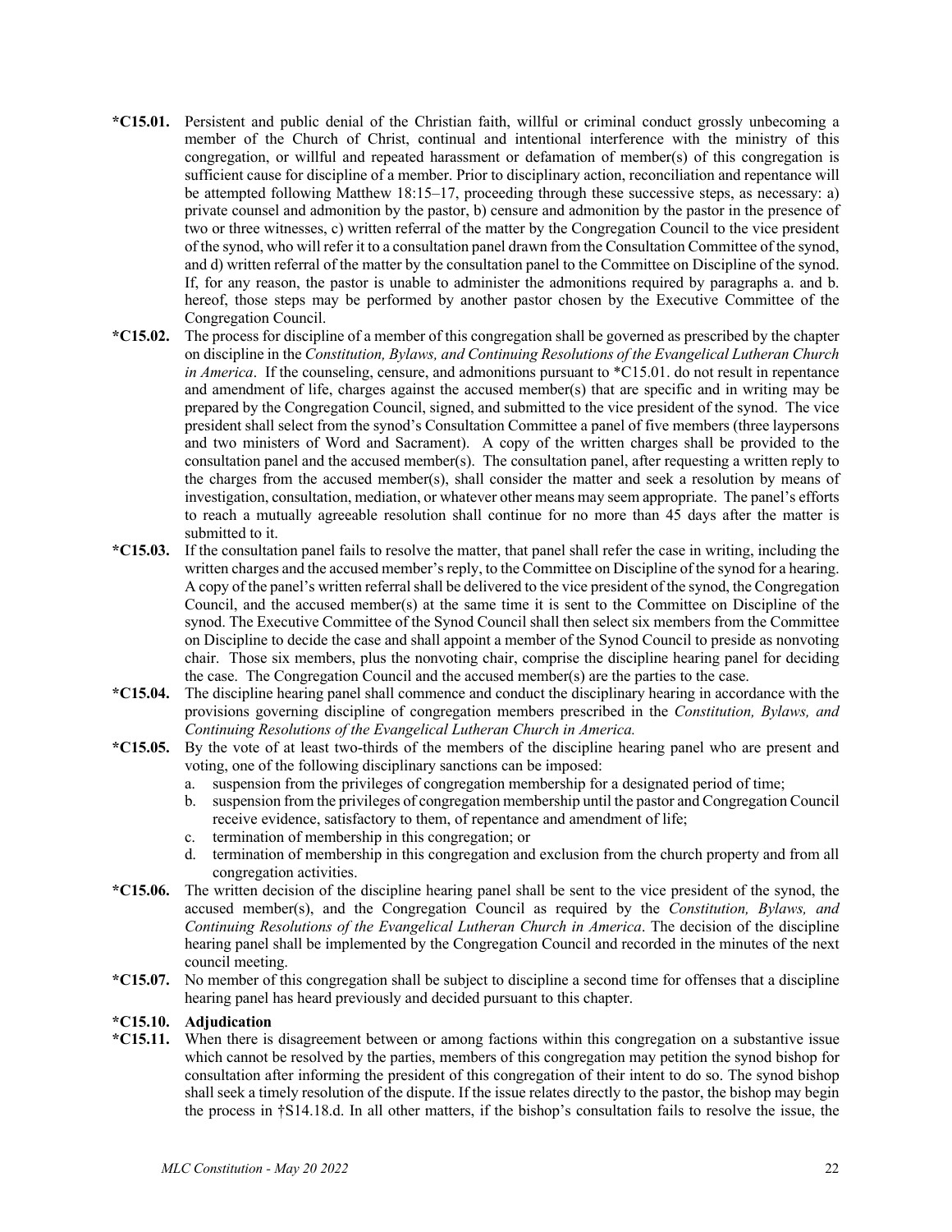**\*C15.01.** Persistent and public denial of the Christian faith, willful or criminal conduct grossly unbecoming a member of the Church of Christ, continual and intentional interference with the ministry of this congregation, or willful and repeated harassment or defamation of member(s) of this congregation is sufficient cause for discipline of a member. Prior to disciplinary action, reconciliation and repentance will be attempted following Matthew 18:15–17, proceeding through these successive steps, as necessary: a) private counsel and admonition by the pastor, b) censure and admonition by the pastor in the presence of two or three witnesses, c) written referral of the matter by the Congregation Council to the vice president of the synod, who will refer it to a consultation panel drawn from the Consultation Committee of the synod, and d) written referral of the matter by the consultation panel to the Committee on Discipline of the synod. If, for any reason, the pastor is unable to administer the admonitions required by paragraphs a. and b. hereof, those steps may be performed by another pastor chosen by the Executive Committee of the Congregation Council.

**\*C15.02.** The process for discipline of a member of this congregation shall be governed as prescribed by the chapter on discipline in the *Constitution, Bylaws, and Continuing Resolutions of the Evangelical Lutheran Church in America*. If the counseling, censure, and admonitions pursuant to \*C15.01. do not result in repentance and amendment of life, charges against the accused member(s) that are specific and in writing may be prepared by the Congregation Council, signed, and submitted to the vice president of the synod. The vice president shall select from the synod's Consultation Committee a panel of five members (three laypersons and two ministers of Word and Sacrament). A copy of the written charges shall be provided to the consultation panel and the accused member(s). The consultation panel, after requesting a written reply to the charges from the accused member(s), shall consider the matter and seek a resolution by means of investigation, consultation, mediation, or whatever other means may seem appropriate. The panel's efforts to reach a mutually agreeable resolution shall continue for no more than 45 days after the matter is submitted to it.

**\*C15.03.** If the consultation panel fails to resolve the matter, that panel shall refer the case in writing, including the written charges and the accused member's reply, to the Committee on Discipline of the synod for a hearing. A copy of the panel's written referral shall be delivered to the vice president of the synod, the Congregation Council, and the accused member(s) at the same time it is sent to the Committee on Discipline of the synod. The Executive Committee of the Synod Council shall then select six members from the Committee on Discipline to decide the case and shall appoint a member of the Synod Council to preside as nonvoting chair. Those six members, plus the nonvoting chair, comprise the discipline hearing panel for deciding the case. The Congregation Council and the accused member(s) are the parties to the case.

**\*C15.04.** The discipline hearing panel shall commence and conduct the disciplinary hearing in accordance with the provisions governing discipline of congregation members prescribed in the *Constitution, Bylaws, and Continuing Resolutions of the Evangelical Lutheran Church in America.*

**\*C15.05.** By the vote of at least two-thirds of the members of the discipline hearing panel who are present and voting, one of the following disciplinary sanctions can be imposed:

a. suspension from the privileges of congregation membership for a designated period of time;
b. suspension from the privileges of congregation membership until the pastor and Congregation Council receive evidence, satisfactory to them, of repentance and amendment of life;
c. termination of membership in this congregation; or
d. termination of membership in this congregation and exclusion from the church property and from all congregation activities.

**\*C15.06.** The written decision of the discipline hearing panel shall be sent to the vice president of the synod, the accused member(s), and the Congregation Council as required by the *Constitution, Bylaws, and Continuing Resolutions of the Evangelical Lutheran Church in America*. The decision of the discipline hearing panel shall be implemented by the Congregation Council and recorded in the minutes of the next council meeting.

**\*C15.07.** No member of this congregation shall be subject to discipline a second time for offenses that a discipline hearing panel has heard previously and decided pursuant to this chapter.

**\*C15.10. Adjudication**

**\*C15.11.** When there is disagreement between or among factions within this congregation on a substantive issue which cannot be resolved by the parties, members of this congregation may petition the synod bishop for consultation after informing the president of this congregation of their intent to do so. The synod bishop shall seek a timely resolution of the dispute. If the issue relates directly to the pastor, the bishop may begin the process in †S14.18.d. In all other matters, if the bishop's consultation fails to resolve the issue, the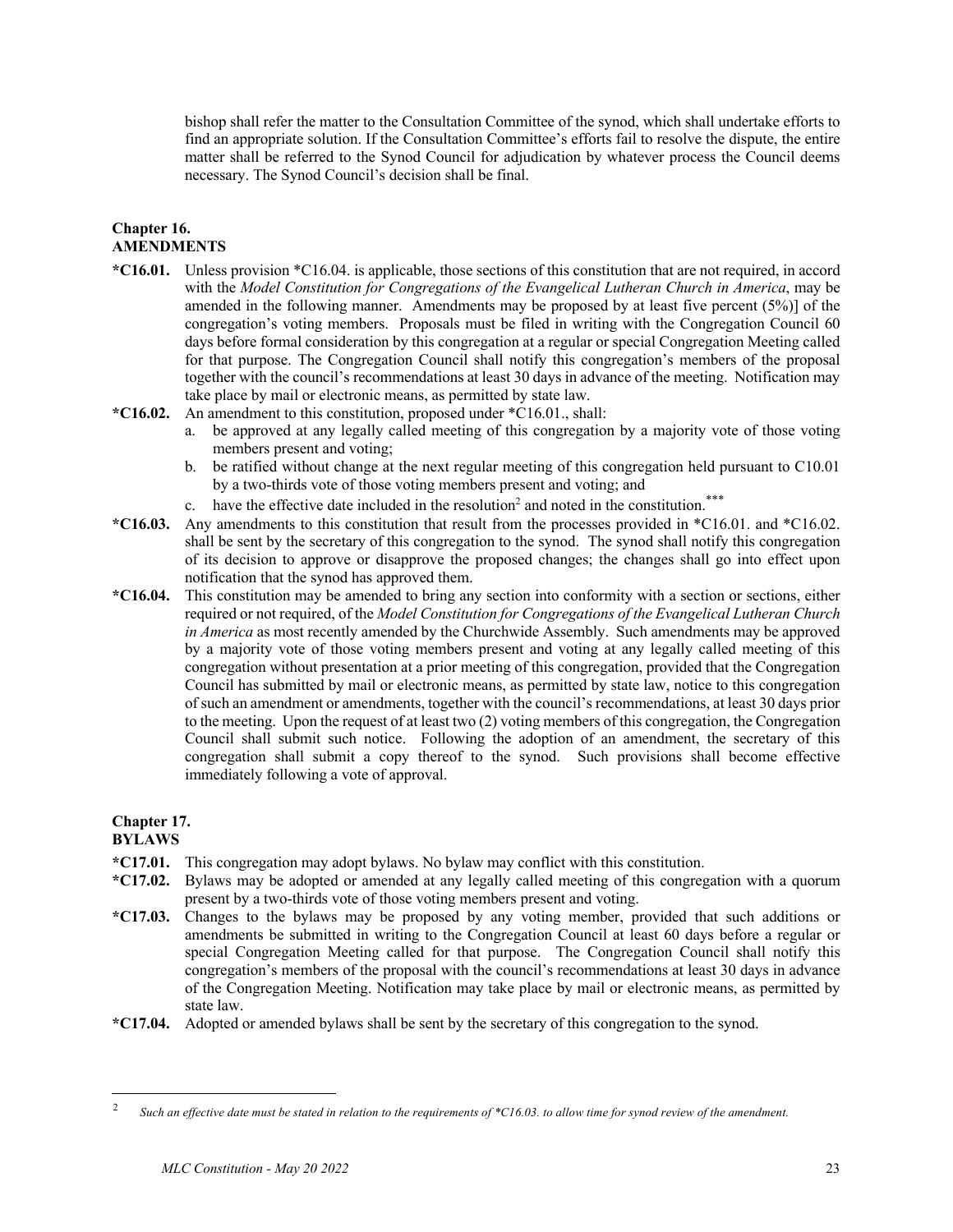bishop shall refer the matter to the Consultation Committee of the synod, which shall undertake efforts to find an appropriate solution. If the Consultation Committee's efforts fail to resolve the dispute, the entire matter shall be referred to the Synod Council for adjudication by whatever process the Council deems necessary. The Synod Council's decision shall be final.

## Chapter 16.
## AMENDMENTS

**\*C16.01.** Unless provision \*C16.04. is applicable, those sections of this constitution that are not required, in accord with the *Model Constitution for Congregations of the Evangelical Lutheran Church in America*, may be amended in the following manner. Amendments may be proposed by at least five percent (5%)] of the congregation's voting members. Proposals must be filed in writing with the Congregation Council 60 days before formal consideration by this congregation at a regular or special Congregation Meeting called for that purpose. The Congregation Council shall notify this congregation's members of the proposal together with the council's recommendations at least 30 days in advance of the meeting. Notification may take place by mail or electronic means, as permitted by state law.

**\*C16.02.** An amendment to this constitution, proposed under \*C16.01., shall:

a. be approved at any legally called meeting of this congregation by a majority vote of those voting members present and voting;
b. be ratified without change at the next regular meeting of this congregation held pursuant to C10.01 by a two-thirds vote of those voting members present and voting; and
c. have the effective date included in the resolution[2] and noted in the constitution.[***]

**\*C16.03.** Any amendments to this constitution that result from the processes provided in \*C16.01. and \*C16.02. shall be sent by the secretary of this congregation to the synod. The synod shall notify this congregation of its decision to approve or disapprove the proposed changes; the changes shall go into effect upon notification that the synod has approved them.

**\*C16.04.** This constitution may be amended to bring any section into conformity with a section or sections, either required or not required, of the *Model Constitution for Congregations of the Evangelical Lutheran Church in America* as most recently amended by the Churchwide Assembly. Such amendments may be approved by a majority vote of those voting members present and voting at any legally called meeting of this congregation without presentation at a prior meeting of this congregation, provided that the Congregation Council has submitted by mail or electronic means, as permitted by state law, notice to this congregation of such an amendment or amendments, together with the council's recommendations, at least 30 days prior to the meeting. Upon the request of at least two (2) voting members of this congregation, the Congregation Council shall submit such notice. Following the adoption of an amendment, the secretary of this congregation shall submit a copy thereof to the synod. Such provisions shall become effective immediately following a vote of approval.

## Chapter 17.
## BYLAWS

**\*C17.01.** This congregation may adopt bylaws. No bylaw may conflict with this constitution.

**\*C17.02.** Bylaws may be adopted or amended at any legally called meeting of this congregation with a quorum present by a two-thirds vote of those voting members present and voting.

**\*C17.03.** Changes to the bylaws may be proposed by any voting member, provided that such additions or amendments be submitted in writing to the Congregation Council at least 60 days before a regular or special Congregation Meeting called for that purpose. The Congregation Council shall notify this congregation's members of the proposal with the council's recommendations at least 30 days in advance of the Congregation Meeting. Notification may take place by mail or electronic means, as permitted by state law.

**\*C17.04.** Adopted or amended bylaws shall be sent by the secretary of this congregation to the synod.

---

[2] *Such an effective date must be stated in relation to the requirements of \*C16.03. to allow time for synod review of the amendment.*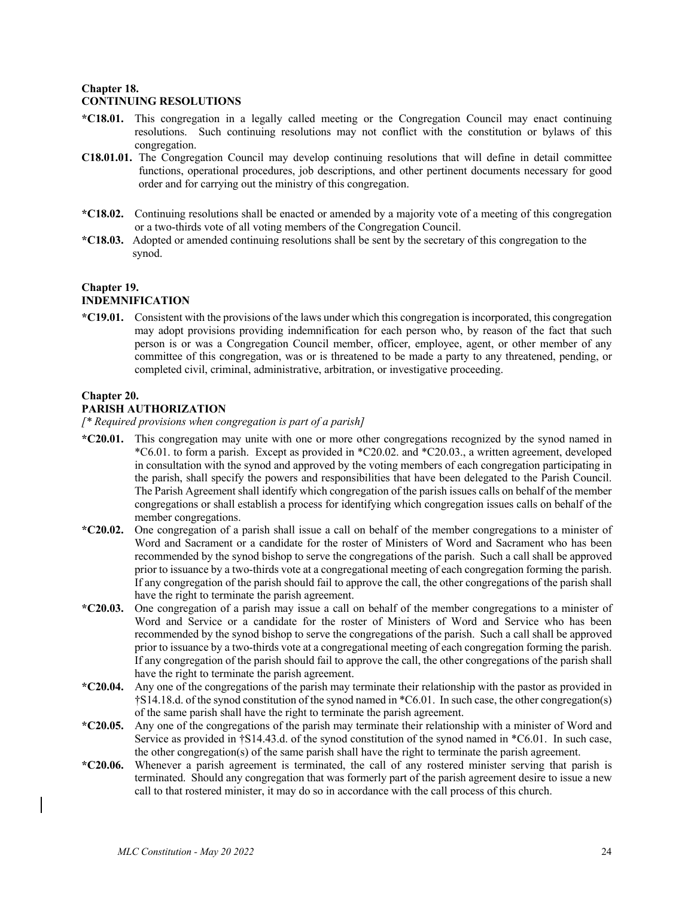## Chapter 18.
## CONTINUING RESOLUTIONS

**\*C18.01.** This congregation in a legally called meeting or the Congregation Council may enact continuing resolutions. Such continuing resolutions may not conflict with the constitution or bylaws of this congregation.

**C18.01.01.** The Congregation Council may develop continuing resolutions that will define in detail committee functions, operational procedures, job descriptions, and other pertinent documents necessary for good order and for carrying out the ministry of this congregation.

**\*C18.02.** Continuing resolutions shall be enacted or amended by a majority vote of a meeting of this congregation or a two-thirds vote of all voting members of the Congregation Council.

**\*C18.03.** Adopted or amended continuing resolutions shall be sent by the secretary of this congregation to the synod.

## Chapter 19.
## INDEMNIFICATION

**\*C19.01.** Consistent with the provisions of the laws under which this congregation is incorporated, this congregation may adopt provisions providing indemnification for each person who, by reason of the fact that such person is or was a Congregation Council member, officer, employee, agent, or other member of any committee of this congregation, was or is threatened to be made a party to any threatened, pending, or completed civil, criminal, administrative, arbitration, or investigative proceeding.

## Chapter 20.
## PARISH AUTHORIZATION

*[\* Required provisions when congregation is part of a parish]*

**\*C20.01.** This congregation may unite with one or more other congregations recognized by the synod named in \*C6.01. to form a parish. Except as provided in \*C20.02. and \*C20.03., a written agreement, developed in consultation with the synod and approved by the voting members of each congregation participating in the parish, shall specify the powers and responsibilities that have been delegated to the Parish Council. The Parish Agreement shall identify which congregation of the parish issues calls on behalf of the member congregations or shall establish a process for identifying which congregation issues calls on behalf of the member congregations.

**\*C20.02.** One congregation of a parish shall issue a call on behalf of the member congregations to a minister of Word and Sacrament or a candidate for the roster of Ministers of Word and Sacrament who has been recommended by the synod bishop to serve the congregations of the parish. Such a call shall be approved prior to issuance by a two-thirds vote at a congregational meeting of each congregation forming the parish. If any congregation of the parish should fail to approve the call, the other congregations of the parish shall have the right to terminate the parish agreement.

**\*C20.03.** One congregation of a parish may issue a call on behalf of the member congregations to a minister of Word and Service or a candidate for the roster of Ministers of Word and Service who has been recommended by the synod bishop to serve the congregations of the parish. Such a call shall be approved prior to issuance by a two-thirds vote at a congregational meeting of each congregation forming the parish. If any congregation of the parish should fail to approve the call, the other congregations of the parish shall have the right to terminate the parish agreement.

**\*C20.04.** Any one of the congregations of the parish may terminate their relationship with the pastor as provided in †S14.18.d. of the synod constitution of the synod named in \*C6.01. In such case, the other congregation(s) of the same parish shall have the right to terminate the parish agreement.

**\*C20.05.** Any one of the congregations of the parish may terminate their relationship with a minister of Word and Service as provided in †S14.43.d. of the synod constitution of the synod named in \*C6.01. In such case, the other congregation(s) of the same parish shall have the right to terminate the parish agreement.

**\*C20.06.** Whenever a parish agreement is terminated, the call of any rostered minister serving that parish is terminated. Should any congregation that was formerly part of the parish agreement desire to issue a new call to that rostered minister, it may do so in accordance with the call process of this church.